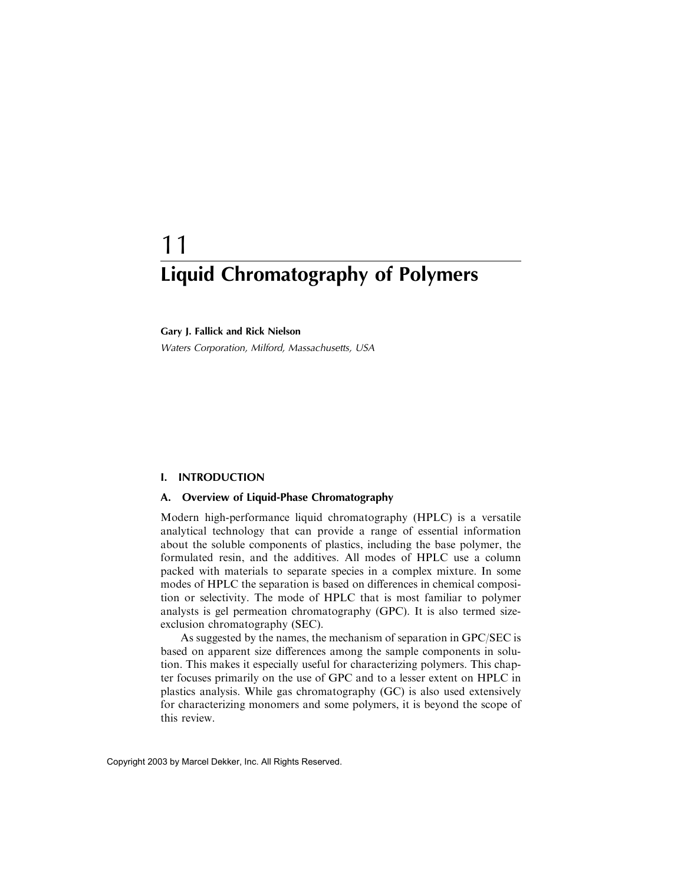# 11 Liquid Chromatography of Polymers

**Gary J. Fallick and Rick Nielson**

*Waters Corporation, Milford, Massachusetts, USA*

## I. INTRODUCTION

### A. Overview of Liquid-Phase Chromatography

Modern high-performance liquid chromatography (HPLC) is a versatile analytical technology that can provide a range of essential information about the soluble components of plastics, including the base polymer, the formulated resin, and the additives. All modes of HPLC use a column packed with materials to separate species in a complex mixture. In some modes of HPLC the separation is based on differences in chemical composition or selectivity. The mode of HPLC that is most familiar to polymer analysts is gel permeation chromatography (GPC). It is also termed size-exclusion chromatography (SEC).

As suggested by the names, the mechanism of separation in GPC/SEC is based on apparent size differences among the sample components in solution. This makes it especially useful for characterizing polymers. This chapter focuses primarily on the use of GPC and to a lesser extent on HPLC in plastics analysis. While gas chromatography (GC) is also used extensively for characterizing monomers and some polymers, it is beyond the scope of this review.

Copyright 2003 by Marcel Dekker, Inc. All Rights Reserved.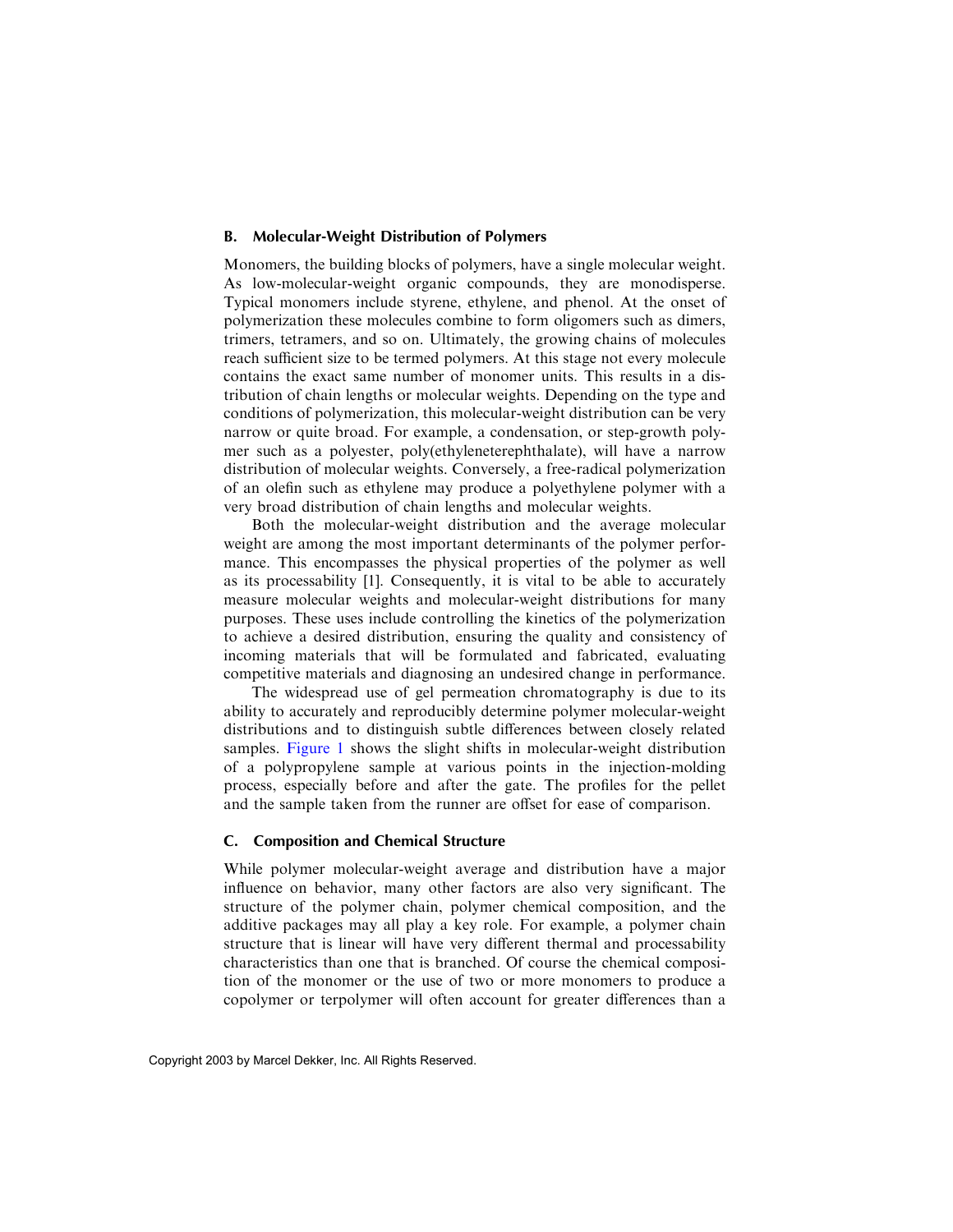### B. Molecular-Weight Distribution of Polymers

Monomers, the building blocks of polymers, have a single molecular weight. As low-molecular-weight organic compounds, they are monodisperse. Typical monomers include styrene, ethylene, and phenol. At the onset of polymerization these molecules combine to form oligomers such as dimers, trimers, tetramers, and so on. Ultimately, the growing chains of molecules reach sufficient size to be termed polymers. At this stage not every molecule contains the exact same number of monomer units. This results in a distribution of chain lengths or molecular weights. Depending on the type and conditions of polymerization, this molecular-weight distribution can be very narrow or quite broad. For example, a condensation, or step-growth polymer such as a polyester, poly(ethyleneterephthalate), will have a narrow distribution of molecular weights. Conversely, a free-radical polymerization of an olefin such as ethylene may produce a polyethylene polymer with a very broad distribution of chain lengths and molecular weights.

Both the molecular-weight distribution and the average molecular weight are among the most important determinants of the polymer performance. This encompasses the physical properties of the polymer as well as its processability [1]. Consequently, it is vital to be able to accurately measure molecular weights and molecular-weight distributions for many purposes. These uses include controlling the kinetics of the polymerization to achieve a desired distribution, ensuring the quality and consistency of incoming materials that will be formulated and fabricated, evaluating competitive materials and diagnosing an undesired change in performance.

The widespread use of gel permeation chromatography is due to its ability to accurately and reproducibly determine polymer molecular-weight distributions and to distinguish subtle differences between closely related samples. Figure 1 shows the slight shifts in molecular-weight distribution of a polypropylene sample at various points in the injection-molding process, especially before and after the gate. The profiles for the pellet and the sample taken from the runner are offset for ease of comparison.

### C. Composition and Chemical Structure

While polymer molecular-weight average and distribution have a major influence on behavior, many other factors are also very significant. The structure of the polymer chain, polymer chemical composition, and the additive packages may all play a key role. For example, a polymer chain structure that is linear will have very different thermal and processability characteristics than one that is branched. Of course the chemical composition of the monomer or the use of two or more monomers to produce a copolymer or terpolymer will often account for greater differences than a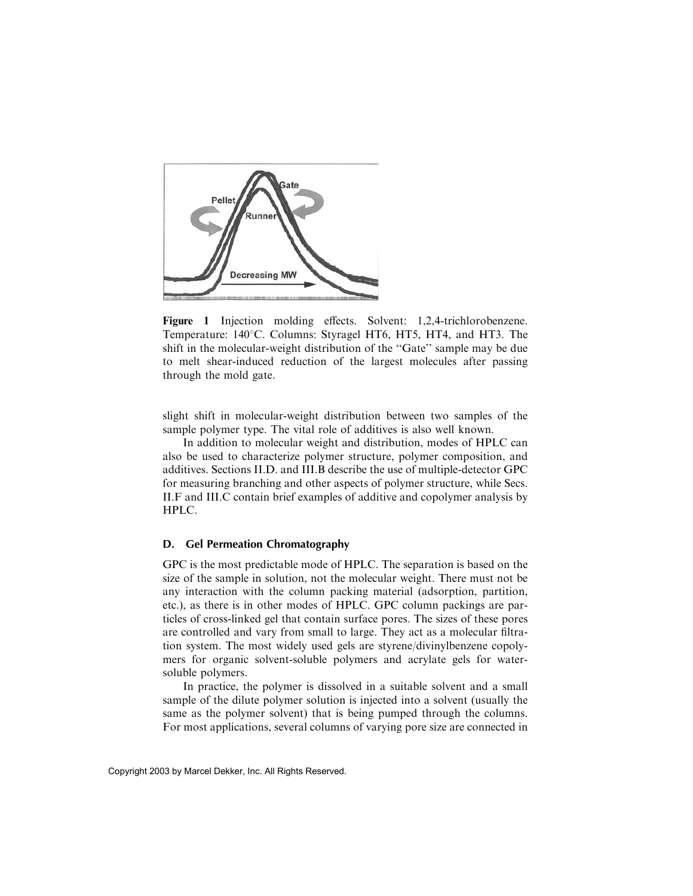Pellet

Gate

Runner

Decreasing MW

**Figure 1** Injection molding effects. Solvent: 1,2,4-trichlorobenzene. Temperature: 140°C. Columns: Styragel HT6, HT5, HT4, and HT3. The shift in the molecular-weight distribution of the "Gate" sample may be due to melt shear-induced reduction of the largest molecules after passing through the mold gate.

slight shift in molecular-weight distribution between two samples of the sample polymer type. The vital role of additives is also well known.

In addition to molecular weight and distribution, modes of HPLC can also be used to characterize polymer structure, polymer composition, and additives. Sections II.D. and III.B describe the use of multiple-detector GPC for measuring branching and other aspects of polymer structure, while Secs. II.F and III.C contain brief examples of additive and copolymer analysis by HPLC.

### D. Gel Permeation Chromatography

GPC is the most predictable mode of HPLC. The separation is based on the size of the sample in solution, not the molecular weight. There must not be any interaction with the column packing material (adsorption, partition, etc.), as there is in other modes of HPLC. GPC column packings are particles of cross-linked gel that contain surface pores. The sizes of these pores are controlled and vary from small to large. They act as a molecular filtration system. The most widely used gels are styrene/divinylbenzene copolymers for organic solvent-soluble polymers and acrylate gels for water-soluble polymers.

In practice, the polymer is dissolved in a suitable solvent and a small sample of the dilute polymer solution is injected into a solvent (usually the same as the polymer solvent) that is being pumped through the columns. For most applications, several columns of varying pore size are connected in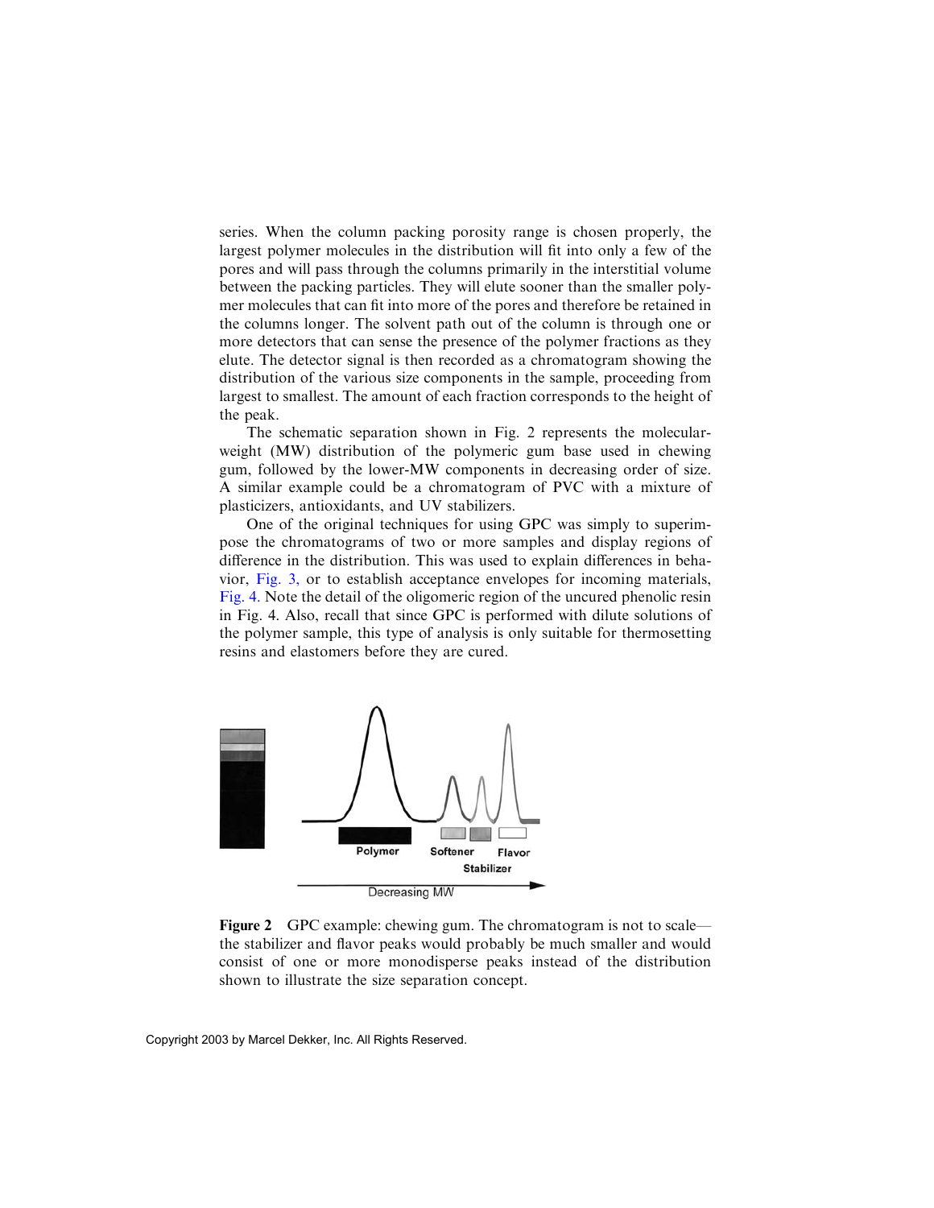series. When the column packing porosity range is chosen properly, the largest polymer molecules in the distribution will fit into only a few of the pores and will pass through the columns primarily in the interstitial volume between the packing particles. They will elute sooner than the smaller polymer molecules that can fit into more of the pores and therefore be retained in the columns longer. The solvent path out of the column is through one or more detectors that can sense the presence of the polymer fractions as they elute. The detector signal is then recorded as a chromatogram showing the distribution of the various size components in the sample, proceeding from largest to smallest. The amount of each fraction corresponds to the height of the peak.

The schematic separation shown in Fig. 2 represents the molecular-weight (MW) distribution of the polymeric gum base used in chewing gum, followed by the lower-MW components in decreasing order of size. A similar example could be a chromatogram of PVC with a mixture of plasticizers, antioxidants, and UV stabilizers.

One of the original techniques for using GPC was simply to superimpose the chromatograms of two or more samples and display regions of difference in the distribution. This was used to explain differences in behavior, Fig. 3, or to establish acceptance envelopes for incoming materials, Fig. 4. Note the detail of the oligomeric region of the uncured phenolic resin in Fig. 4. Also, recall that since GPC is performed with dilute solutions of the polymer sample, this type of analysis is only suitable for thermosetting resins and elastomers before they are cured.

**Figure 2** GPC example: chewing gum. The chromatogram is not to scale—the stabilizer and flavor peaks would probably be much smaller and would consist of one or more monodisperse peaks instead of the distribution shown to illustrate the size separation concept.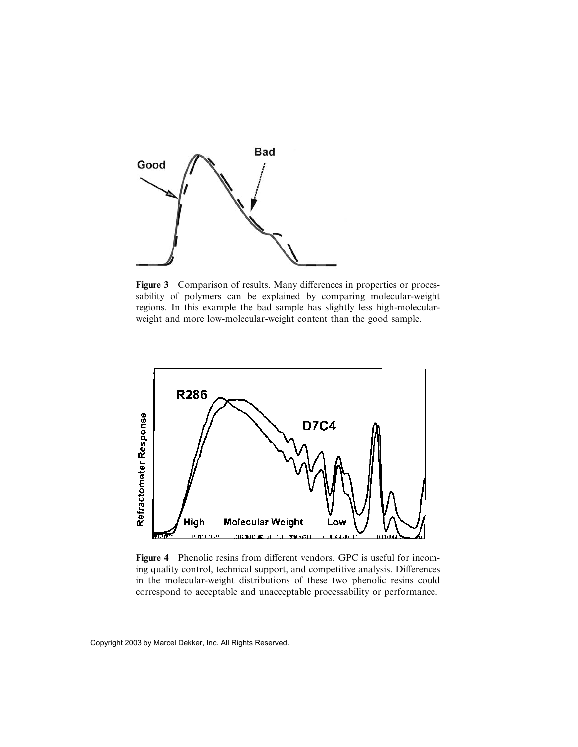**Figure 3** Comparison of results. Many differences in properties or processability of polymers can be explained by comparing molecular-weight regions. In this example the bad sample has slightly less high-molecular-weight and more low-molecular-weight content than the good sample.

**Figure 4** Phenolic resins from different vendors. GPC is useful for incoming quality control, technical support, and competitive analysis. Differences in the molecular-weight distributions of these two phenolic resins could correspond to acceptable and unacceptable processability or performance.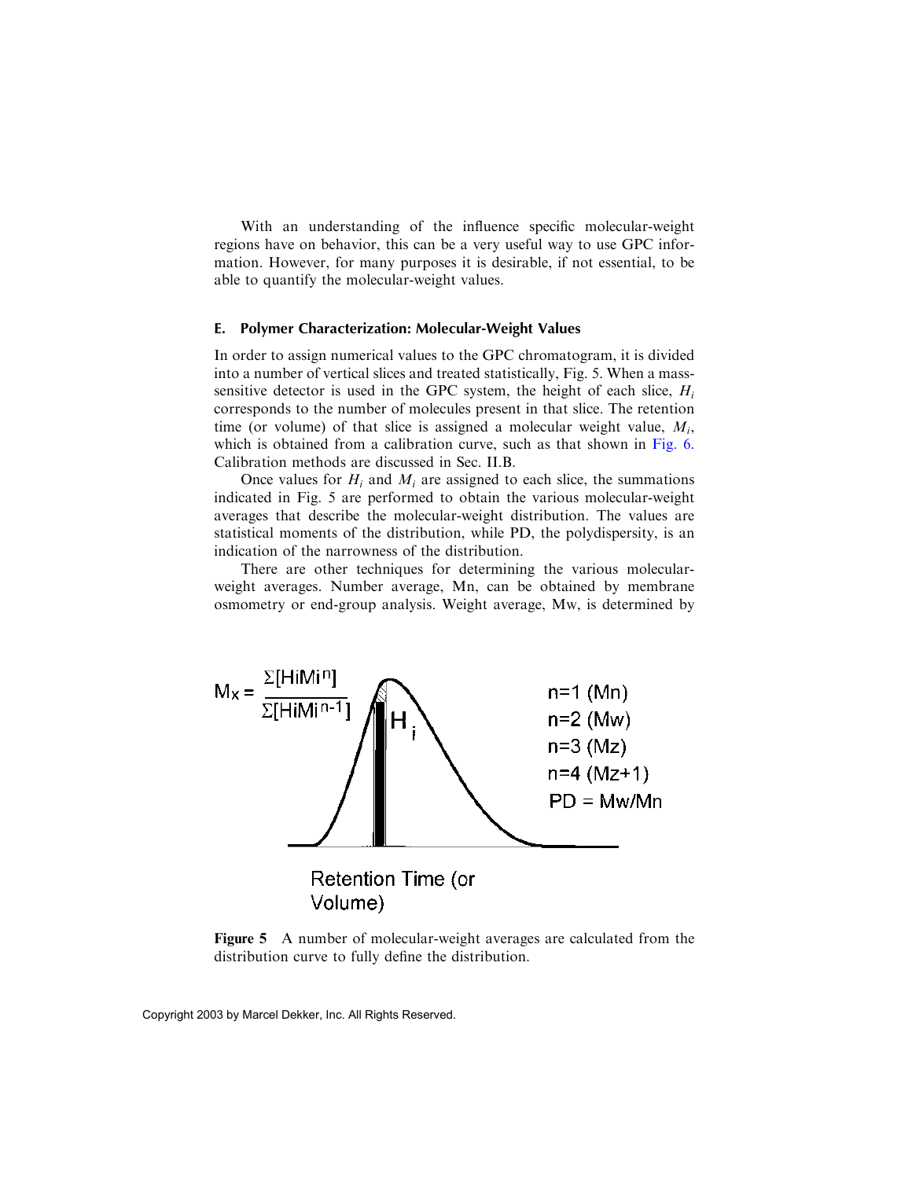With an understanding of the influence specific molecular-weight regions have on behavior, this can be a very useful way to use GPC information. However, for many purposes it is desirable, if not essential, to be able to quantify the molecular-weight values.

### E. Polymer Characterization: Molecular-Weight Values

In order to assign numerical values to the GPC chromatogram, it is divided into a number of vertical slices and treated statistically, Fig. 5. When a mass-sensitive detector is used in the GPC system, the height of each slice, $H_i$ corresponds to the number of molecules present in that slice. The retention time (or volume) of that slice is assigned a molecular weight value, $M_i$, which is obtained from a calibration curve, such as that shown in Fig. 6. Calibration methods are discussed in Sec. II.B.

Once values for $H_i$ and $M_i$ are assigned to each slice, the summations indicated in Fig. 5 are performed to obtain the various molecular-weight averages that describe the molecular-weight distribution. The values are statistical moments of the distribution, while PD, the polydispersity, is an indication of the narrowness of the distribution.

There are other techniques for determining the various molecular-weight averages. Number average, Mn, can be obtained by membrane osmometry or end-group analysis. Weight average, Mw, is determined by

$$M_x = \frac{\Sigma[H_i M_i^{n}]}{\Sigma[H_i M_i^{n-1}]}$$

n=1 (Mn)
n=2 (Mw)
n=3 (Mz)
n=4 (Mz+1)
PD = Mw/Mn

Retention Time (or Volume)

**Figure 5** A number of molecular-weight averages are calculated from the distribution curve to fully define the distribution.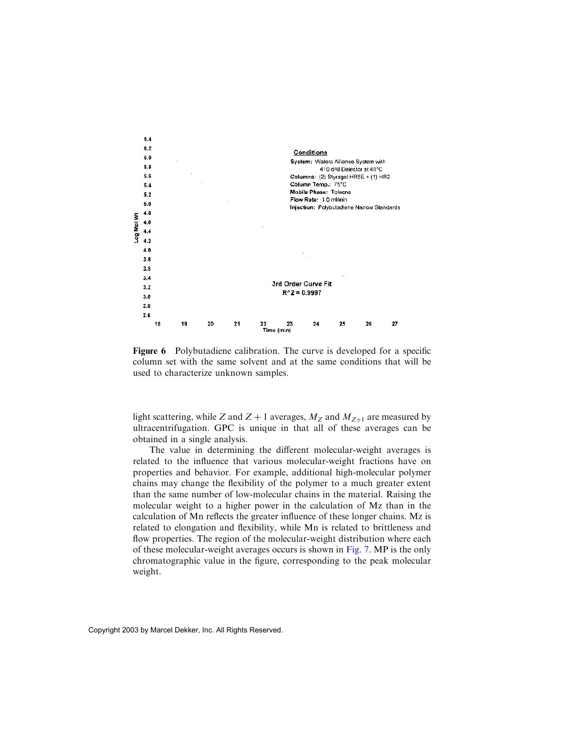**Figure 6** Polybutadiene calibration. The curve is developed for a specific column set with the same solvent and at the same conditions that will be used to characterize unknown samples.

light scattering, while $Z$ and $Z + 1$ averages, $M_Z$ and $M_{Z+1}$ are measured by ultracentrifugation. GPC is unique in that all of these averages can be obtained in a single analysis.

The value in determining the different molecular-weight averages is related to the influence that various molecular-weight fractions have on properties and behavior. For example, additional high-molecular polymer chains may change the flexibility of the polymer to a much greater extent than the same number of low-molecular chains in the material. Raising the molecular weight to a higher power in the calculation of Mz than in the calculation of Mn reflects the greater influence of these longer chains. Mz is related to elongation and flexibility, while Mn is related to brittleness and flow properties. The region of the molecular-weight distribution where each of these molecular-weight averages occurs is shown in Fig. 7. MP is the only chromatographic value in the figure, corresponding to the peak molecular weight.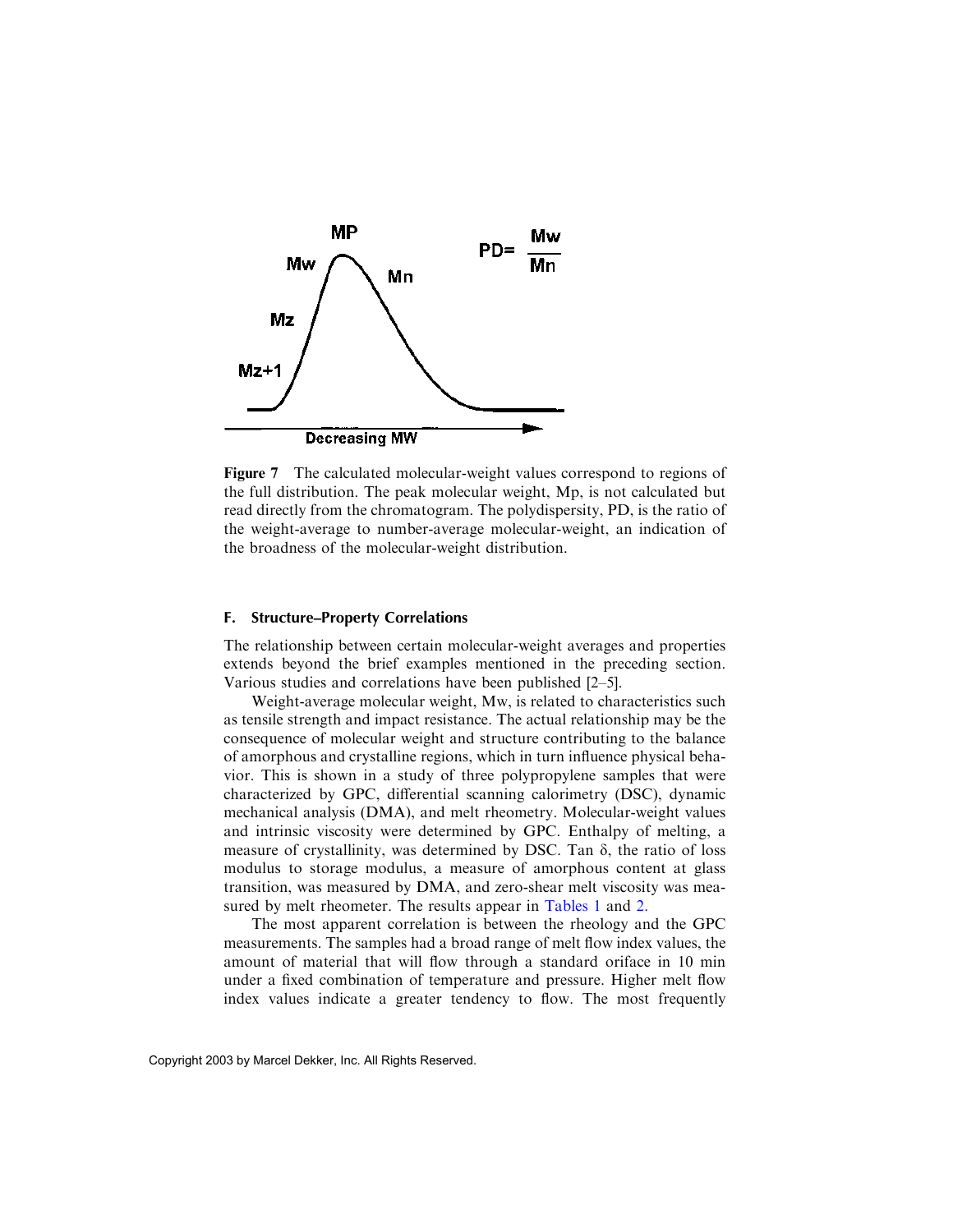**Figure 7** The calculated molecular-weight values correspond to regions of the full distribution. The peak molecular weight, Mp, is not calculated but read directly from the chromatogram. The polydispersity, PD, is the ratio of the weight-average to number-average molecular-weight, an indication of the broadness of the molecular-weight distribution.

### F. Structure–Property Correlations

The relationship between certain molecular-weight averages and properties extends beyond the brief examples mentioned in the preceding section. Various studies and correlations have been published [2–5].

Weight-average molecular weight, Mw, is related to characteristics such as tensile strength and impact resistance. The actual relationship may be the consequence of molecular weight and structure contributing to the balance of amorphous and crystalline regions, which in turn influence physical behavior. This is shown in a study of three polypropylene samples that were characterized by GPC, differential scanning calorimetry (DSC), dynamic mechanical analysis (DMA), and melt rheometry. Molecular-weight values and intrinsic viscosity were determined by GPC. Enthalpy of melting, a measure of crystallinity, was determined by DSC. Tan $\delta$, the ratio of loss modulus to storage modulus, a measure of amorphous content at glass transition, was measured by DMA, and zero-shear melt viscosity was measured by melt rheometer. The results appear in Tables 1 and 2.

The most apparent correlation is between the rheology and the GPC measurements. The samples had a broad range of melt flow index values, the amount of material that will flow through a standard oriface in 10 min under a fixed combination of temperature and pressure. Higher melt flow index values indicate a greater tendency to flow. The most frequently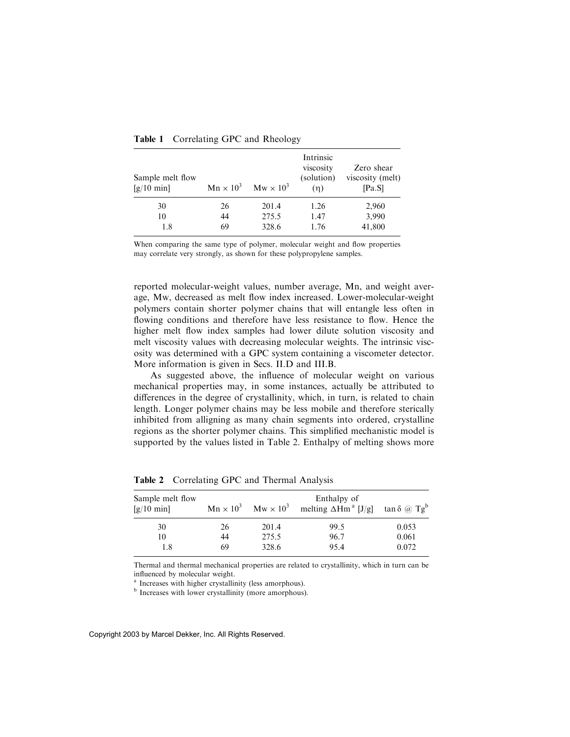**Table 1** Correlating GPC and Rheology

| Sample melt flow [g/10 min] | $Mn \times 10^3$ | $Mw \times 10^3$ | Intrinsic viscosity (solution) ($\eta$) | Zero shear viscosity (melt) [Pa.S] |
|---|---|---|---|---|
| 30 | 26 | 201.4 | 1.26 | 2,960 |
| 10 | 44 | 275.5 | 1.47 | 3,990 |
| 1.8 | 69 | 328.6 | 1.76 | 41,800 |

When comparing the same type of polymer, molecular weight and flow properties may correlate very strongly, as shown for these polypropylene samples.

reported molecular-weight values, number average, Mn, and weight average, Mw, decreased as melt flow index increased. Lower-molecular-weight polymers contain shorter polymer chains that will entangle less often in flowing conditions and therefore have less resistance to flow. Hence the higher melt flow index samples had lower dilute solution viscosity and melt viscosity values with decreasing molecular weights. The intrinsic viscosity was determined with a GPC system containing a viscometer detector. More information is given in Secs. II.D and III.B.

As suggested above, the influence of molecular weight on various mechanical properties may, in some instances, actually be attributed to differences in the degree of crystallinity, which, in turn, is related to chain length. Longer polymer chains may be less mobile and therefore sterically inhibited from alligning as many chain segments into ordered, crystalline regions as the shorter polymer chains. This simplified mechanistic model is supported by the values listed in Table 2. Enthalpy of melting shows more

**Table 2** Correlating GPC and Thermal Analysis

| Sample melt flow [g/10 min] | $Mn \times 10^3$ | $Mw \times 10^3$ | Enthalpy of melting $\Delta Hm$ [a] [J/g] | $\tan \delta$ @ Tg [b] |
|---|---|---|---|---|
| 30 | 26 | 201.4 | 99.5 | 0.053 |
| 10 | 44 | 275.5 | 96.7 | 0.061 |
| 1.8 | 69 | 328.6 | 95.4 | 0.072 |

Thermal and thermal mechanical properties are related to crystallinity, which in turn can be influenced by molecular weight.

[a] Increases with higher crystallinity (less amorphous).

[b] Increases with lower crystallinity (more amorphous).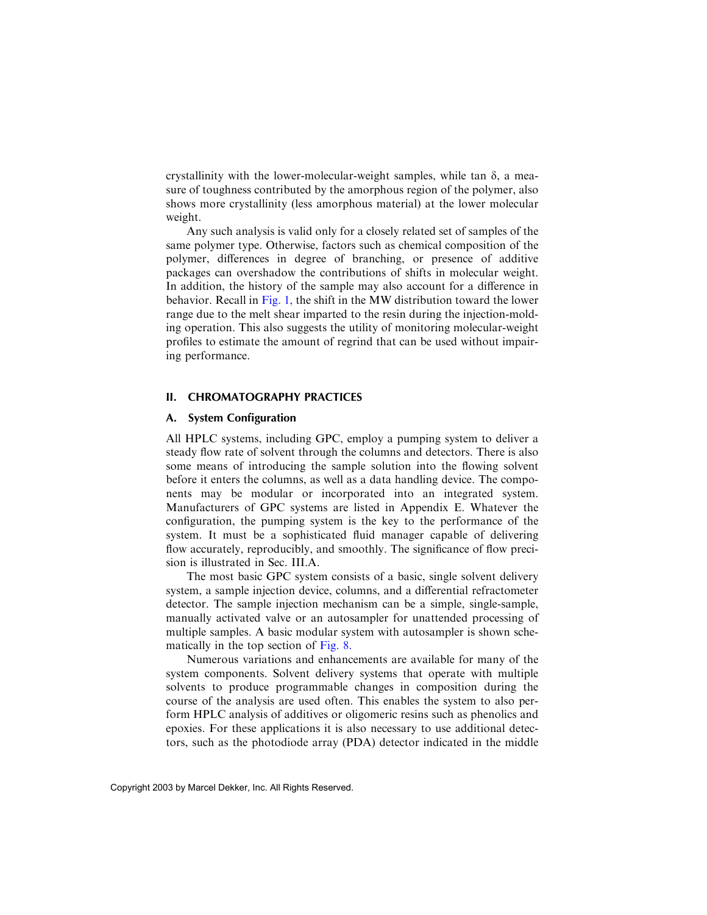crystallinity with the lower-molecular-weight samples, while tan δ, a measure of toughness contributed by the amorphous region of the polymer, also shows more crystallinity (less amorphous material) at the lower molecular weight.

Any such analysis is valid only for a closely related set of samples of the same polymer type. Otherwise, factors such as chemical composition of the polymer, differences in degree of branching, or presence of additive packages can overshadow the contributions of shifts in molecular weight. In addition, the history of the sample may also account for a difference in behavior. Recall in Fig. 1, the shift in the MW distribution toward the lower range due to the melt shear imparted to the resin during the injection-molding operation. This also suggests the utility of monitoring molecular-weight profiles to estimate the amount of regrind that can be used without impairing performance.

## II. CHROMATOGRAPHY PRACTICES

### A. System Configuration

All HPLC systems, including GPC, employ a pumping system to deliver a steady flow rate of solvent through the columns and detectors. There is also some means of introducing the sample solution into the flowing solvent before it enters the columns, as well as a data handling device. The components may be modular or incorporated into an integrated system. Manufacturers of GPC systems are listed in Appendix E. Whatever the configuration, the pumping system is the key to the performance of the system. It must be a sophisticated fluid manager capable of delivering flow accurately, reproducibly, and smoothly. The significance of flow precision is illustrated in Sec. III.A.

The most basic GPC system consists of a basic, single solvent delivery system, a sample injection device, columns, and a differential refractometer detector. The sample injection mechanism can be a simple, single-sample, manually activated valve or an autosampler for unattended processing of multiple samples. A basic modular system with autosampler is shown schematically in the top section of Fig. 8.

Numerous variations and enhancements are available for many of the system components. Solvent delivery systems that operate with multiple solvents to produce programmable changes in composition during the course of the analysis are used often. This enables the system to also perform HPLC analysis of additives or oligomeric resins such as phenolics and epoxies. For these applications it is also necessary to use additional detectors, such as the photodiode array (PDA) detector indicated in the middle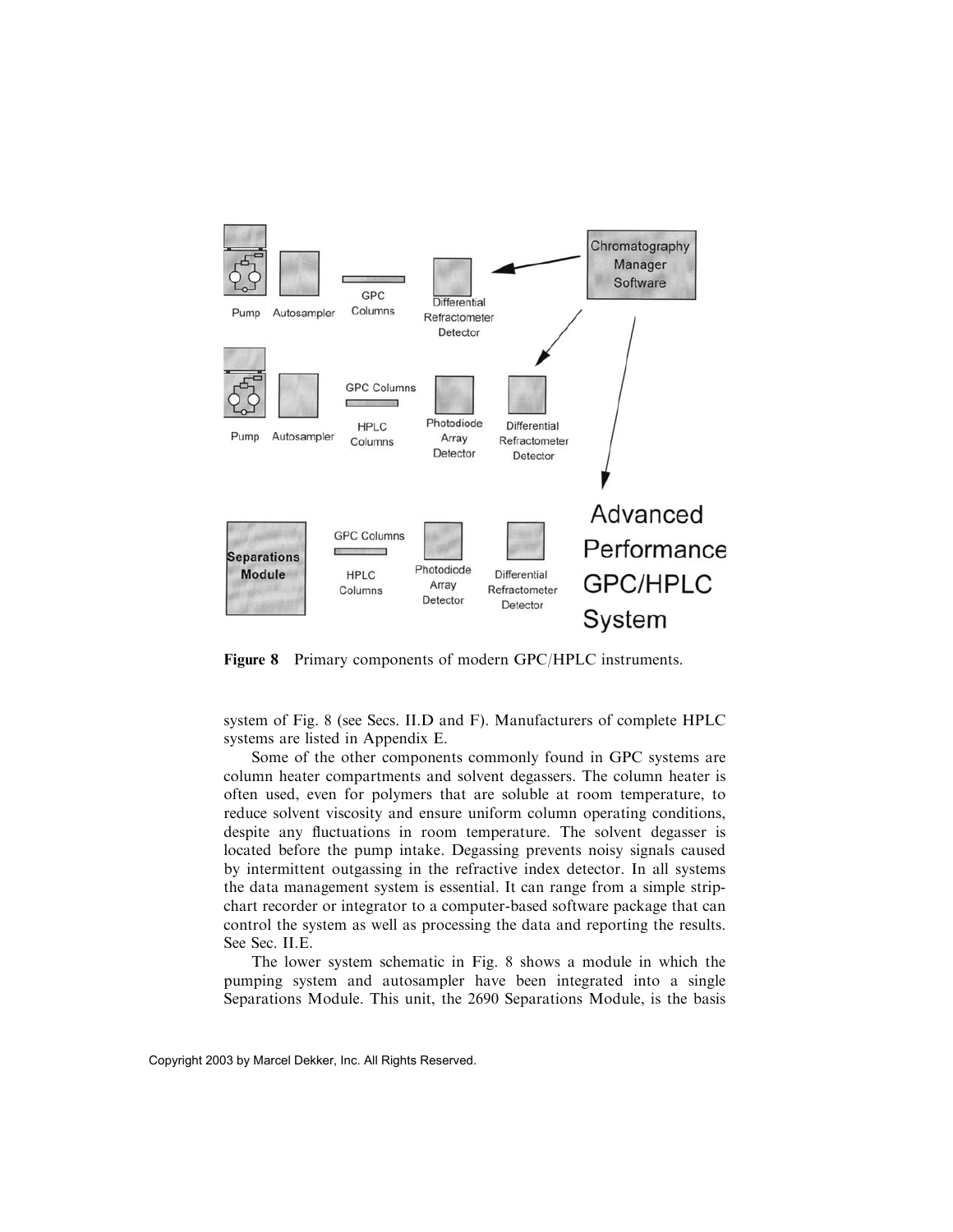**Figure 8** Primary components of modern GPC/HPLC instruments.

system of Fig. 8 (see Secs. II.D and F). Manufacturers of complete HPLC systems are listed in Appendix E.

Some of the other components commonly found in GPC systems are column heater compartments and solvent degassers. The column heater is often used, even for polymers that are soluble at room temperature, to reduce solvent viscosity and ensure uniform column operating conditions, despite any fluctuations in room temperature. The solvent degasser is located before the pump intake. Degassing prevents noisy signals caused by intermittent outgassing in the refractive index detector. In all systems the data management system is essential. It can range from a simple strip-chart recorder or integrator to a computer-based software package that can control the system as well as processing the data and reporting the results. See Sec. II.E.

The lower system schematic in Fig. 8 shows a module in which the pumping system and autosampler have been integrated into a single Separations Module. This unit, the 2690 Separations Module, is the basis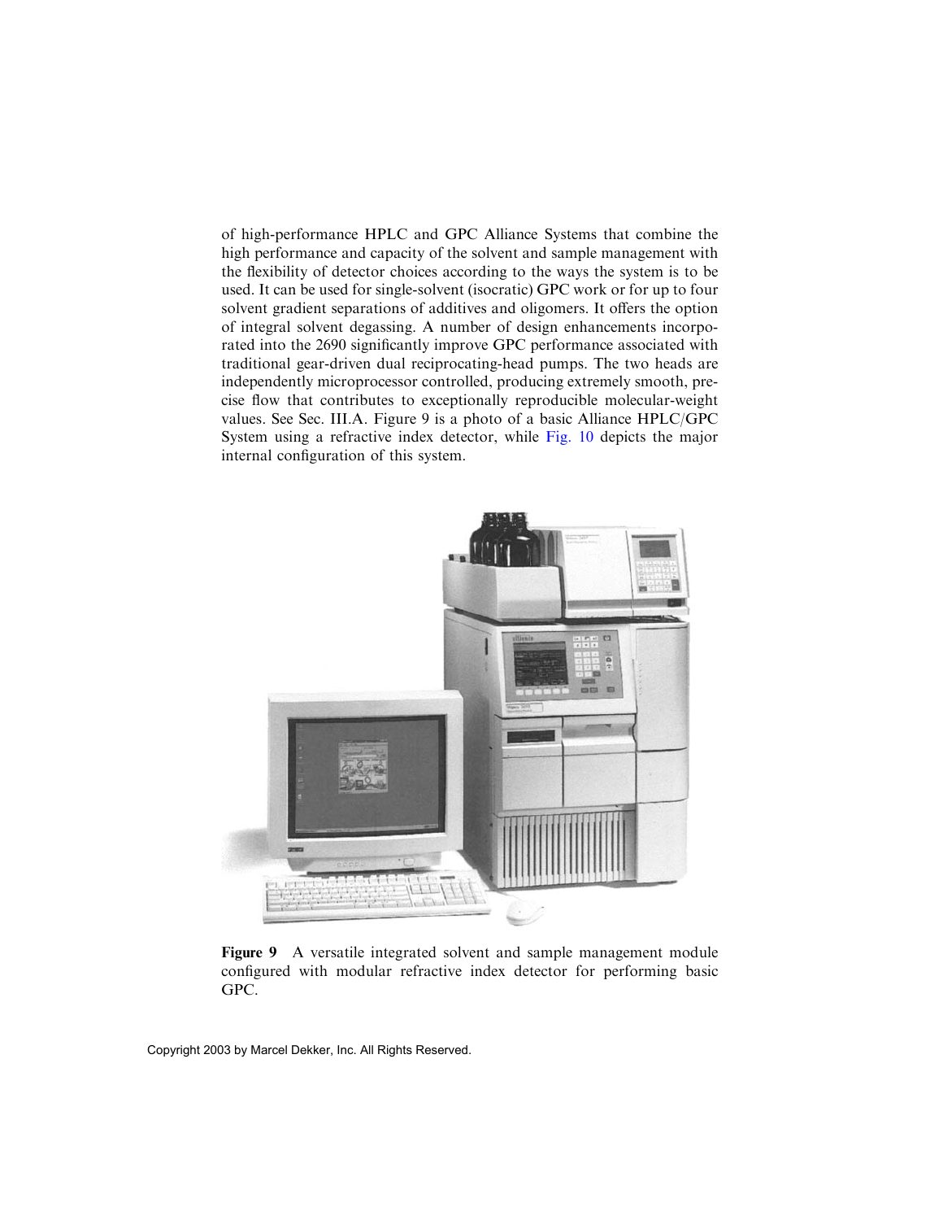of high-performance HPLC and GPC Alliance Systems that combine the high performance and capacity of the solvent and sample management with the flexibility of detector choices according to the ways the system is to be used. It can be used for single-solvent (isocratic) GPC work or for up to four solvent gradient separations of additives and oligomers. It offers the option of integral solvent degassing. A number of design enhancements incorporated into the 2690 significantly improve GPC performance associated with traditional gear-driven dual reciprocating-head pumps. The two heads are independently microprocessor controlled, producing extremely smooth, precise flow that contributes to exceptionally reproducible molecular-weight values. See Sec. III.A. Figure 9 is a photo of a basic Alliance HPLC/GPC System using a refractive index detector, while Fig. 10 depicts the major internal configuration of this system.

**Figure 9** A versatile integrated solvent and sample management module configured with modular refractive index detector for performing basic GPC.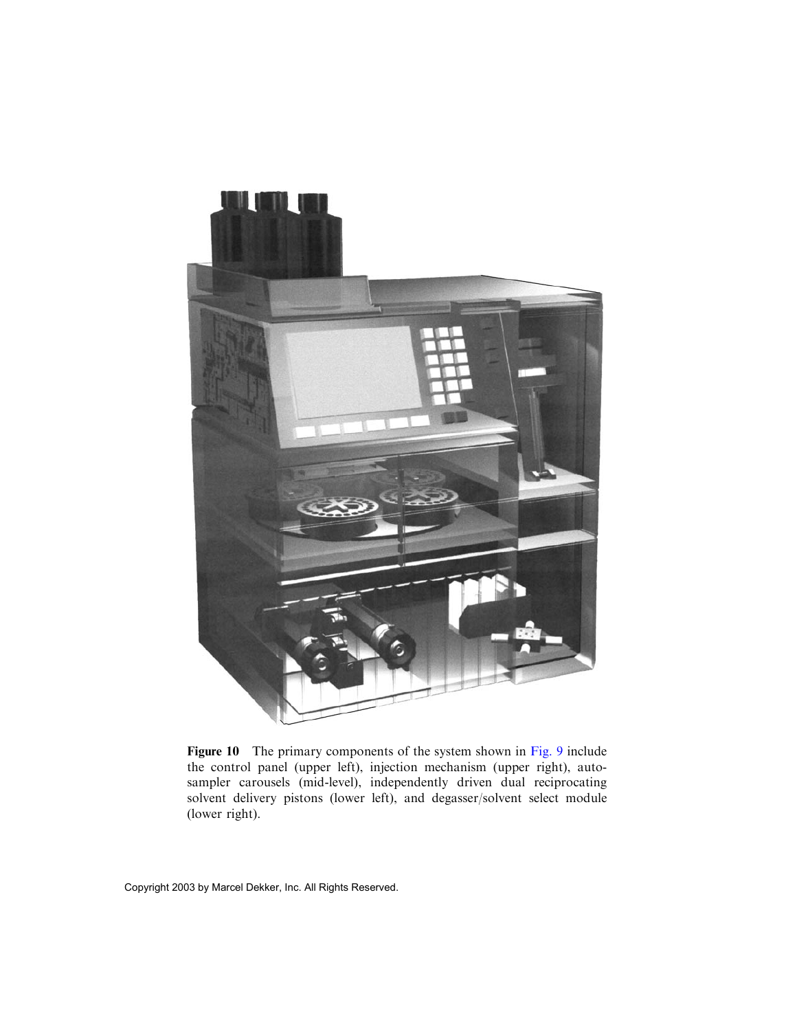**Figure 10** The primary components of the system shown in Fig. 9 include the control panel (upper left), injection mechanism (upper right), autosampler carousels (mid-level), independently driven dual reciprocating solvent delivery pistons (lower left), and degasser/solvent select module (lower right).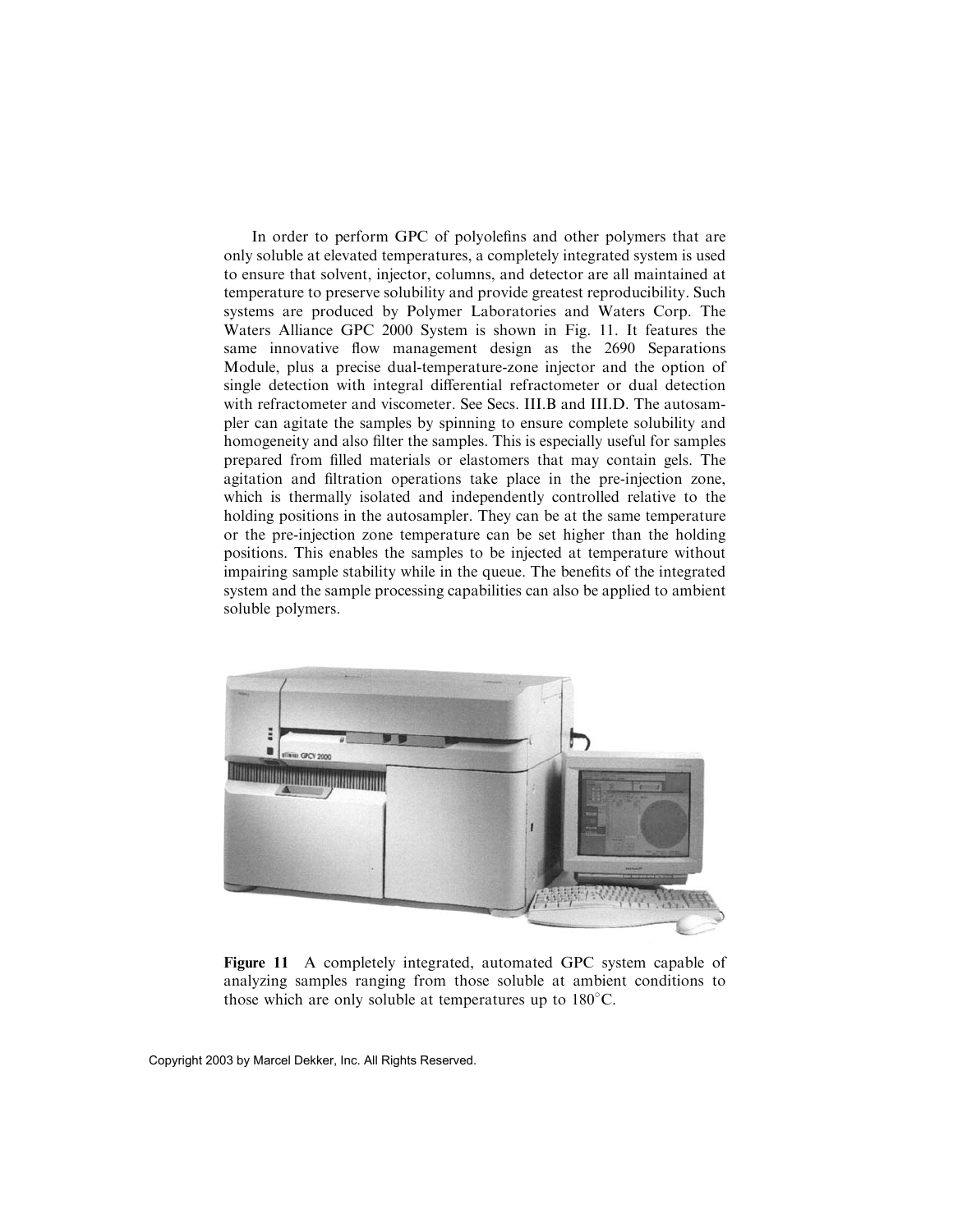In order to perform GPC of polyolefins and other polymers that are only soluble at elevated temperatures, a completely integrated system is used to ensure that solvent, injector, columns, and detector are all maintained at temperature to preserve solubility and provide greatest reproducibility. Such systems are produced by Polymer Laboratories and Waters Corp. The Waters Alliance GPC 2000 System is shown in Fig. 11. It features the same innovative flow management design as the 2690 Separations Module, plus a precise dual-temperature-zone injector and the option of single detection with integral differential refractometer or dual detection with refractometer and viscometer. See Secs. III.B and III.D. The autosampler can agitate the samples by spinning to ensure complete solubility and homogeneity and also filter the samples. This is especially useful for samples prepared from filled materials or elastomers that may contain gels. The agitation and filtration operations take place in the pre-injection zone, which is thermally isolated and independently controlled relative to the holding positions in the autosampler. They can be at the same temperature or the pre-injection zone temperature can be set higher than the holding positions. This enables the samples to be injected at temperature without impairing sample stability while in the queue. The benefits of the integrated system and the sample processing capabilities can also be applied to ambient soluble polymers.

**Figure 11** A completely integrated, automated GPC system capable of analyzing samples ranging from those soluble at ambient conditions to those which are only soluble at temperatures up to 180°C.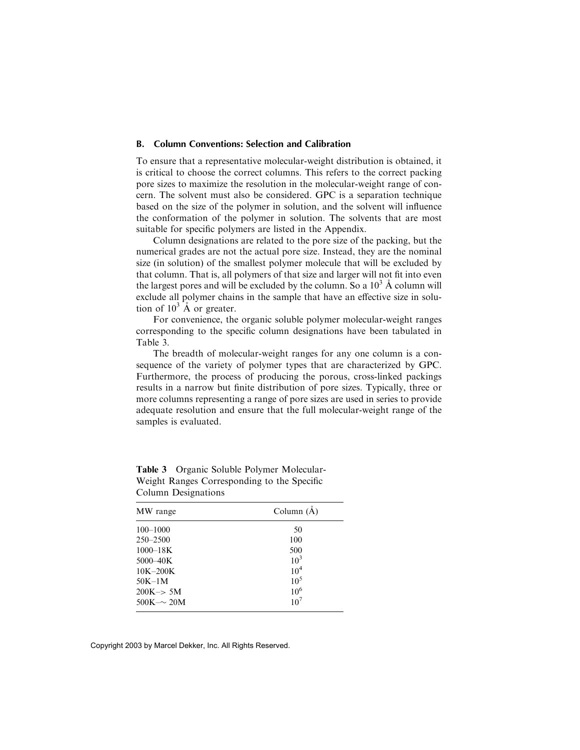### B. Column Conventions: Selection and Calibration

To ensure that a representative molecular-weight distribution is obtained, it is critical to choose the correct columns. This refers to the correct packing pore sizes to maximize the resolution in the molecular-weight range of concern. The solvent must also be considered. GPC is a separation technique based on the size of the polymer in solution, and the solvent will influence the conformation of the polymer in solution. The solvents that are most suitable for specific polymers are listed in the Appendix.

Column designations are related to the pore size of the packing, but the numerical grades are not the actual pore size. Instead, they are the nominal size (in solution) of the smallest polymer molecule that will be excluded by that column. That is, all polymers of that size and larger will not fit into even the largest pores and will be excluded by the column. So a $10^3$ Å column will exclude all polymer chains in the sample that have an effective size in solution of $10^3$ Å or greater.

For convenience, the organic soluble polymer molecular-weight ranges corresponding to the specific column designations have been tabulated in Table 3.

The breadth of molecular-weight ranges for any one column is a consequence of the variety of polymer types that are characterized by GPC. Furthermore, the process of producing the porous, cross-linked packings results in a narrow but finite distribution of pore sizes. Typically, three or more columns representing a range of pore sizes are used in series to provide adequate resolution and ensure that the full molecular-weight range of the samples is evaluated.

**Table 3** Organic Soluble Polymer Molecular-Weight Ranges Corresponding to the Specific Column Designations

| MW range | Column (Å) |
|---|---|
| 100–1000 | 50 |
| 250–2500 | 100 |
| 1000–18K | 500 |
| 5000–40K | $10^3$ |
| 10K–200K | $10^4$ |
| 50K–1M | $10^5$ |
| 200K–> 5M | $10^6$ |
| 500K–~ 20M | $10^7$ |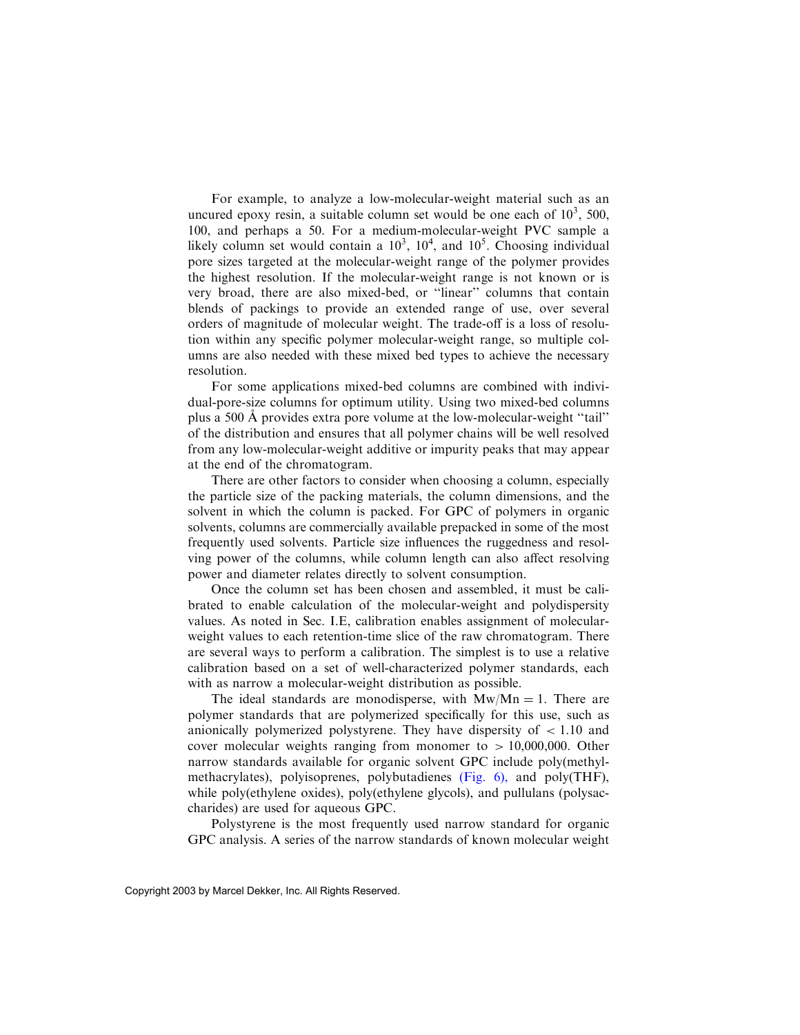For example, to analyze a low-molecular-weight material such as an uncured epoxy resin, a suitable column set would be one each of $10^3$, 500, 100, and perhaps a 50. For a medium-molecular-weight PVC sample a likely column set would contain a $10^3$, $10^4$, and $10^5$. Choosing individual pore sizes targeted at the molecular-weight range of the polymer provides the highest resolution. If the molecular-weight range is not known or is very broad, there are also mixed-bed, or "linear" columns that contain blends of packings to provide an extended range of use, over several orders of magnitude of molecular weight. The trade-off is a loss of resolution within any specific polymer molecular-weight range, so multiple columns are also needed with these mixed bed types to achieve the necessary resolution.

For some applications mixed-bed columns are combined with individual-pore-size columns for optimum utility. Using two mixed-bed columns plus a 500 Å provides extra pore volume at the low-molecular-weight "tail" of the distribution and ensures that all polymer chains will be well resolved from any low-molecular-weight additive or impurity peaks that may appear at the end of the chromatogram.

There are other factors to consider when choosing a column, especially the particle size of the packing materials, the column dimensions, and the solvent in which the column is packed. For GPC of polymers in organic solvents, columns are commercially available prepacked in some of the most frequently used solvents. Particle size influences the ruggedness and resolving power of the columns, while column length can also affect resolving power and diameter relates directly to solvent consumption.

Once the column set has been chosen and assembled, it must be calibrated to enable calculation of the molecular-weight and polydispersity values. As noted in Sec. I.E, calibration enables assignment of molecular-weight values to each retention-time slice of the raw chromatogram. There are several ways to perform a calibration. The simplest is to use a relative calibration based on a set of well-characterized polymer standards, each with as narrow a molecular-weight distribution as possible.

The ideal standards are monodisperse, with $Mw/Mn = 1$. There are polymer standards that are polymerized specifically for this use, such as anionically polymerized polystyrene. They have dispersity of $< 1.10$ and cover molecular weights ranging from monomer to $> 10{,}000{,}000$. Other narrow standards available for organic solvent GPC include poly(methylmethacrylates), polyisoprenes, polybutadienes (Fig. 6), and poly(THF), while poly(ethylene oxides), poly(ethylene glycols), and pullulans (polysaccharides) are used for aqueous GPC.

Polystyrene is the most frequently used narrow standard for organic GPC analysis. A series of the narrow standards of known molecular weight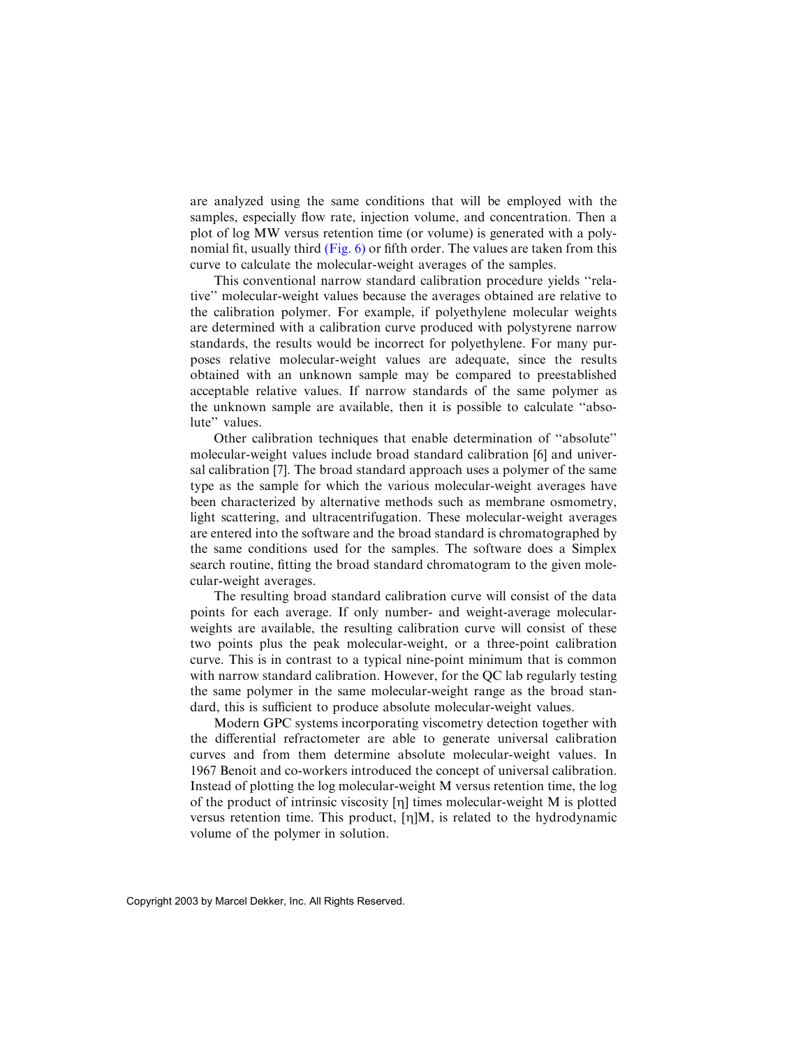are analyzed using the same conditions that will be employed with the samples, especially flow rate, injection volume, and concentration. Then a plot of log MW versus retention time (or volume) is generated with a polynomial fit, usually third (Fig. 6) or fifth order. The values are taken from this curve to calculate the molecular-weight averages of the samples.

This conventional narrow standard calibration procedure yields ''relative'' molecular-weight values because the averages obtained are relative to the calibration polymer. For example, if polyethylene molecular weights are determined with a calibration curve produced with polystyrene narrow standards, the results would be incorrect for polyethylene. For many purposes relative molecular-weight values are adequate, since the results obtained with an unknown sample may be compared to preestablished acceptable relative values. If narrow standards of the same polymer as the unknown sample are available, then it is possible to calculate ''absolute'' values.

Other calibration techniques that enable determination of ''absolute'' molecular-weight values include broad standard calibration [6] and universal calibration [7]. The broad standard approach uses a polymer of the same type as the sample for which the various molecular-weight averages have been characterized by alternative methods such as membrane osmometry, light scattering, and ultracentrifugation. These molecular-weight averages are entered into the software and the broad standard is chromatographed by the same conditions used for the samples. The software does a Simplex search routine, fitting the broad standard chromatogram to the given molecular-weight averages.

The resulting broad standard calibration curve will consist of the data points for each average. If only number- and weight-average molecular-weights are available, the resulting calibration curve will consist of these two points plus the peak molecular-weight, or a three-point calibration curve. This is in contrast to a typical nine-point minimum that is common with narrow standard calibration. However, for the QC lab regularly testing the same polymer in the same molecular-weight range as the broad standard, this is sufficient to produce absolute molecular-weight values.

Modern GPC systems incorporating viscometry detection together with the differential refractometer are able to generate universal calibration curves and from them determine absolute molecular-weight values. In 1967 Benoit and co-workers introduced the concept of universal calibration. Instead of plotting the log molecular-weight M versus retention time, the log of the product of intrinsic viscosity $[\eta]$ times molecular-weight M is plotted versus retention time. This product, $[\eta]M$, is related to the hydrodynamic volume of the polymer in solution.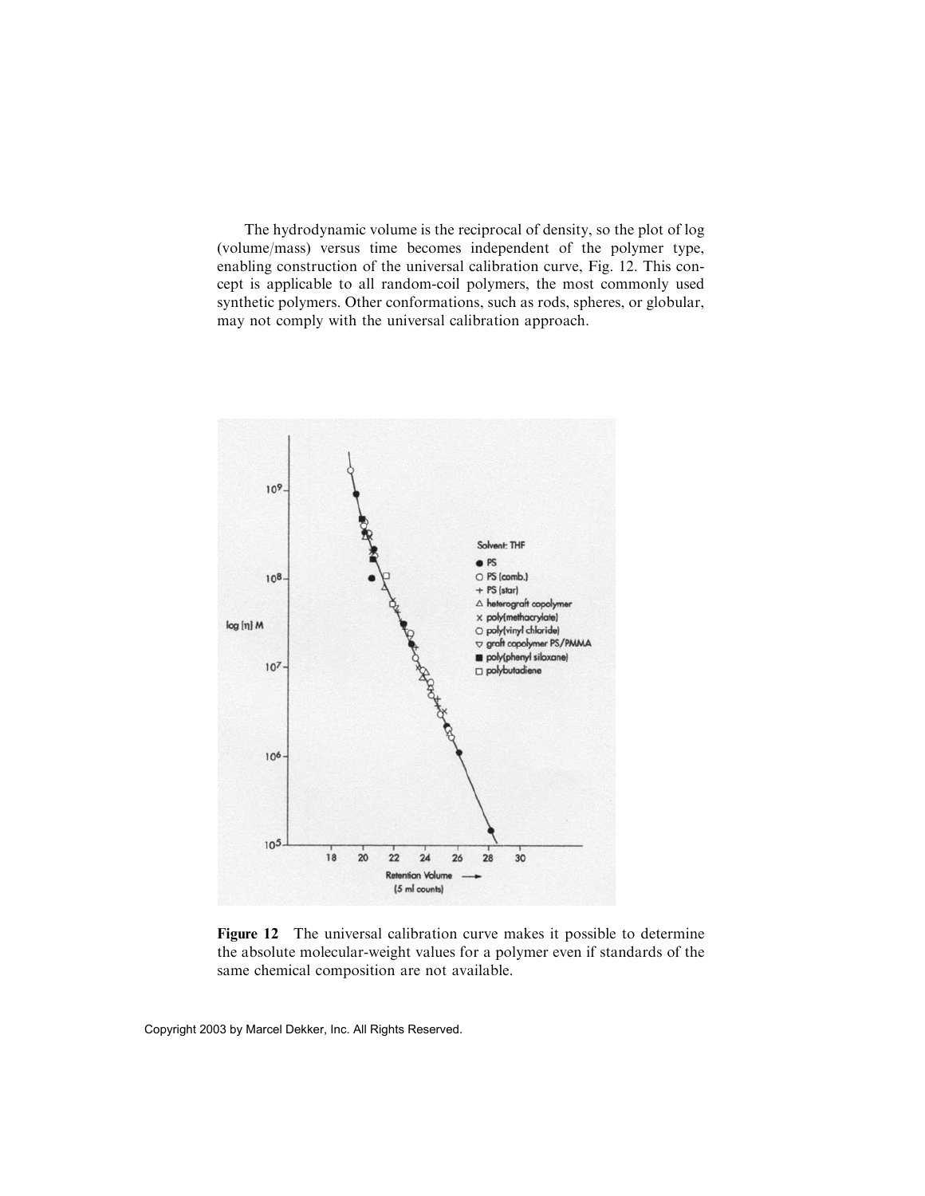The hydrodynamic volume is the reciprocal of density, so the plot of log (volume/mass) versus time becomes independent of the polymer type, enabling construction of the universal calibration curve, Fig. 12. This concept is applicable to all random-coil polymers, the most commonly used synthetic polymers. Other conformations, such as rods, spheres, or globular, may not comply with the universal calibration approach.

**Figure 12** The universal calibration curve makes it possible to determine the absolute molecular-weight values for a polymer even if standards of the same chemical composition are not available.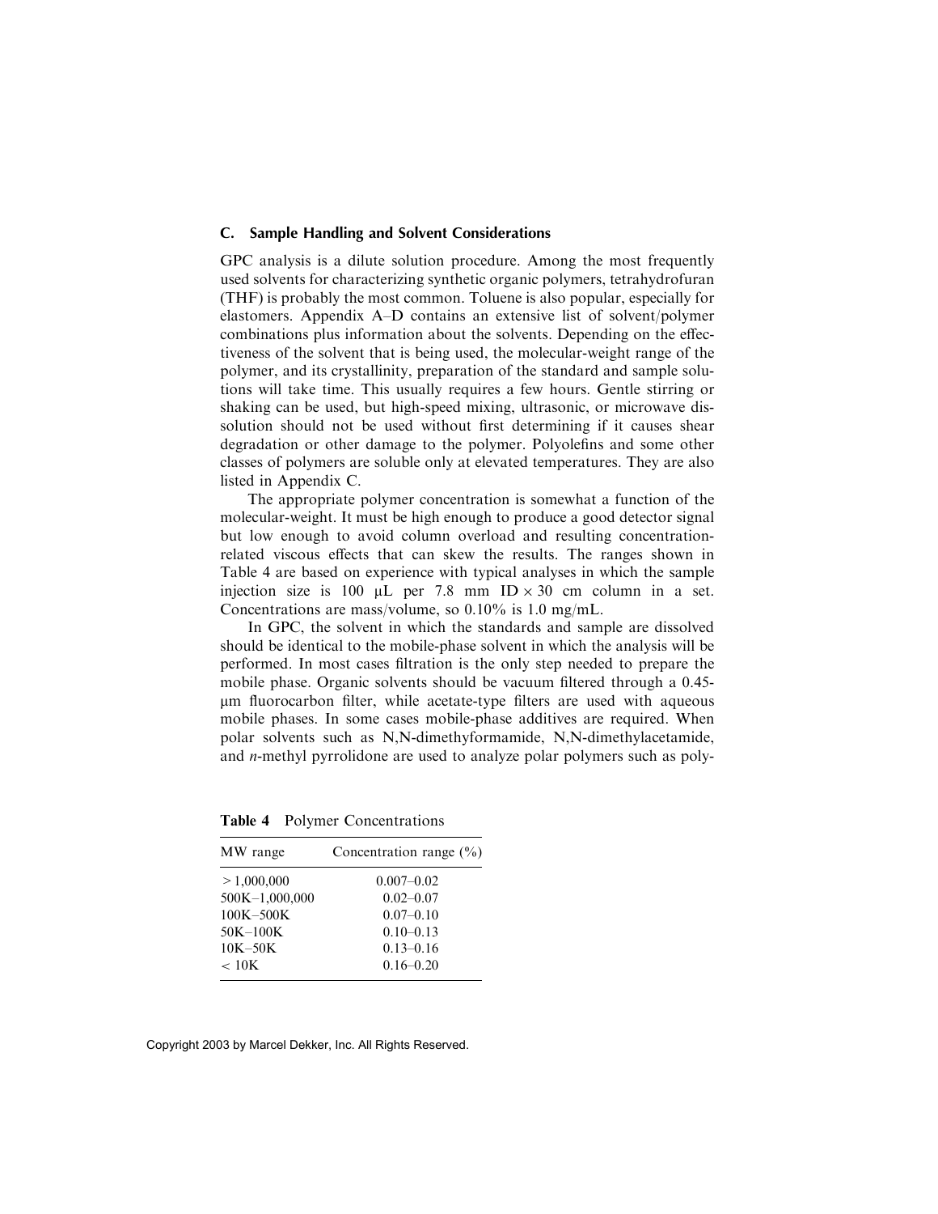### C. Sample Handling and Solvent Considerations

GPC analysis is a dilute solution procedure. Among the most frequently used solvents for characterizing synthetic organic polymers, tetrahydrofuran (THF) is probably the most common. Toluene is also popular, especially for elastomers. Appendix A–D contains an extensive list of solvent/polymer combinations plus information about the solvents. Depending on the effectiveness of the solvent that is being used, the molecular-weight range of the polymer, and its crystallinity, preparation of the standard and sample solutions will take time. This usually requires a few hours. Gentle stirring or shaking can be used, but high-speed mixing, ultrasonic, or microwave dissolution should not be used without first determining if it causes shear degradation or other damage to the polymer. Polyolefins and some other classes of polymers are soluble only at elevated temperatures. They are also listed in Appendix C.

The appropriate polymer concentration is somewhat a function of the molecular-weight. It must be high enough to produce a good detector signal but low enough to avoid column overload and resulting concentration-related viscous effects that can skew the results. The ranges shown in Table 4 are based on experience with typical analyses in which the sample injection size is 100 μL per 7.8 mm ID × 30 cm column in a set. Concentrations are mass/volume, so 0.10% is 1.0 mg/mL.

In GPC, the solvent in which the standards and sample are dissolved should be identical to the mobile-phase solvent in which the analysis will be performed. In most cases filtration is the only step needed to prepare the mobile phase. Organic solvents should be vacuum filtered through a 0.45-μm fluorocarbon filter, while acetate-type filters are used with aqueous mobile phases. In some cases mobile-phase additives are required. When polar solvents such as N,N-dimethyformamide, N,N-dimethylacetamide, and *n*-methyl pyrrolidone are used to analyze polar polymers such as poly-

**Table 4** Polymer Concentrations

| MW range | Concentration range (%) |
|---|---|
| > 1,000,000 | 0.007–0.02 |
| 500K–1,000,000 | 0.02–0.07 |
| 100K–500K | 0.07–0.10 |
| 50K–100K | 0.10–0.13 |
| 10K–50K | 0.13–0.16 |
| < 10K | 0.16–0.20 |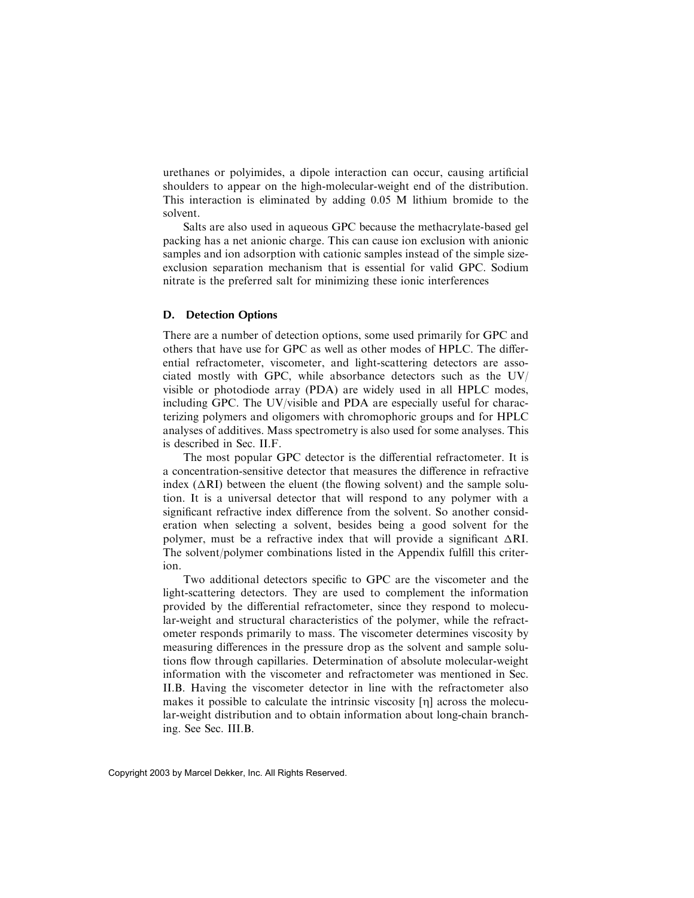urethanes or polyimides, a dipole interaction can occur, causing artificial shoulders to appear on the high-molecular-weight end of the distribution. This interaction is eliminated by adding 0.05 M lithium bromide to the solvent.

Salts are also used in aqueous GPC because the methacrylate-based gel packing has a net anionic charge. This can cause ion exclusion with anionic samples and ion adsorption with cationic samples instead of the simple size-exclusion separation mechanism that is essential for valid GPC. Sodium nitrate is the preferred salt for minimizing these ionic interferences

### D. Detection Options

There are a number of detection options, some used primarily for GPC and others that have use for GPC as well as other modes of HPLC. The differential refractometer, viscometer, and light-scattering detectors are associated mostly with GPC, while absorbance detectors such as the UV/visible or photodiode array (PDA) are widely used in all HPLC modes, including GPC. The UV/visible and PDA are especially useful for characterizing polymers and oligomers with chromophoric groups and for HPLC analyses of additives. Mass spectrometry is also used for some analyses. This is described in Sec. II.F.

The most popular GPC detector is the differential refractometer. It is a concentration-sensitive detector that measures the difference in refractive index ($\Delta$RI) between the eluent (the flowing solvent) and the sample solution. It is a universal detector that will respond to any polymer with a significant refractive index difference from the solvent. So another consideration when selecting a solvent, besides being a good solvent for the polymer, must be a refractive index that will provide a significant $\Delta$RI. The solvent/polymer combinations listed in the Appendix fulfill this criterion.

Two additional detectors specific to GPC are the viscometer and the light-scattering detectors. They are used to complement the information provided by the differential refractometer, since they respond to molecular-weight and structural characteristics of the polymer, while the refractometer responds primarily to mass. The viscometer determines viscosity by measuring differences in the pressure drop as the solvent and sample solutions flow through capillaries. Determination of absolute molecular-weight information with the viscometer and refractometer was mentioned in Sec. II.B. Having the viscometer detector in line with the refractometer also makes it possible to calculate the intrinsic viscosity $[\eta]$ across the molecular-weight distribution and to obtain information about long-chain branching. See Sec. III.B.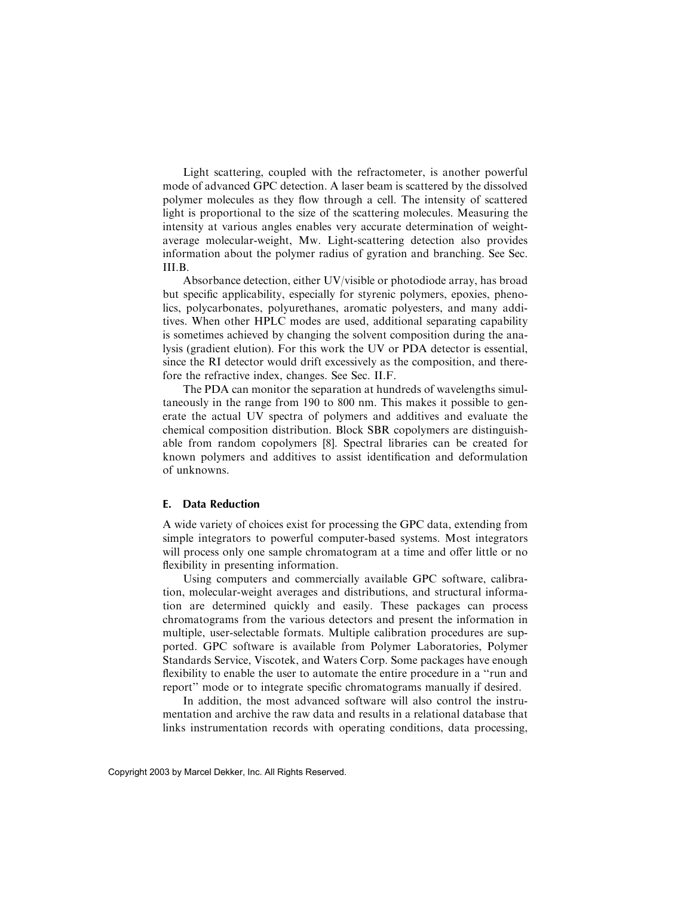Light scattering, coupled with the refractometer, is another powerful mode of advanced GPC detection. A laser beam is scattered by the dissolved polymer molecules as they flow through a cell. The intensity of scattered light is proportional to the size of the scattering molecules. Measuring the intensity at various angles enables very accurate determination of weight-average molecular-weight, Mw. Light-scattering detection also provides information about the polymer radius of gyration and branching. See Sec. III.B.

Absorbance detection, either UV/visible or photodiode array, has broad but specific applicability, especially for styrenic polymers, epoxies, phenolics, polycarbonates, polyurethanes, aromatic polyesters, and many additives. When other HPLC modes are used, additional separating capability is sometimes achieved by changing the solvent composition during the analysis (gradient elution). For this work the UV or PDA detector is essential, since the RI detector would drift excessively as the composition, and therefore the refractive index, changes. See Sec. II.F.

The PDA can monitor the separation at hundreds of wavelengths simultaneously in the range from 190 to 800 nm. This makes it possible to generate the actual UV spectra of polymers and additives and evaluate the chemical composition distribution. Block SBR copolymers are distinguishable from random copolymers [8]. Spectral libraries can be created for known polymers and additives to assist identification and deformulation of unknowns.

### E. Data Reduction

A wide variety of choices exist for processing the GPC data, extending from simple integrators to powerful computer-based systems. Most integrators will process only one sample chromatogram at a time and offer little or no flexibility in presenting information.

Using computers and commercially available GPC software, calibration, molecular-weight averages and distributions, and structural information are determined quickly and easily. These packages can process chromatograms from the various detectors and present the information in multiple, user-selectable formats. Multiple calibration procedures are supported. GPC software is available from Polymer Laboratories, Polymer Standards Service, Viscotek, and Waters Corp. Some packages have enough flexibility to enable the user to automate the entire procedure in a "run and report" mode or to integrate specific chromatograms manually if desired.

In addition, the most advanced software will also control the instrumentation and archive the raw data and results in a relational database that links instrumentation records with operating conditions, data processing,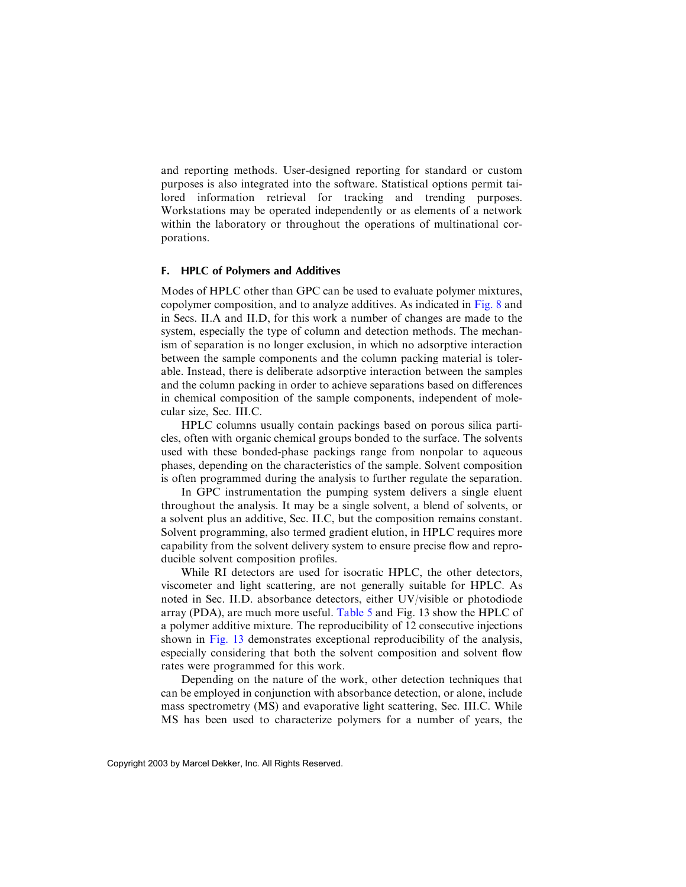and reporting methods. User-designed reporting for standard or custom purposes is also integrated into the software. Statistical options permit tailored information retrieval for tracking and trending purposes. Workstations may be operated independently or as elements of a network within the laboratory or throughout the operations of multinational corporations.

### F. HPLC of Polymers and Additives

Modes of HPLC other than GPC can be used to evaluate polymer mixtures, copolymer composition, and to analyze additives. As indicated in Fig. 8 and in Secs. II.A and II.D, for this work a number of changes are made to the system, especially the type of column and detection methods. The mechanism of separation is no longer exclusion, in which no adsorptive interaction between the sample components and the column packing material is tolerable. Instead, there is deliberate adsorptive interaction between the samples and the column packing in order to achieve separations based on differences in chemical composition of the sample components, independent of molecular size, Sec. III.C.

HPLC columns usually contain packings based on porous silica particles, often with organic chemical groups bonded to the surface. The solvents used with these bonded-phase packings range from nonpolar to aqueous phases, depending on the characteristics of the sample. Solvent composition is often programmed during the analysis to further regulate the separation.

In GPC instrumentation the pumping system delivers a single eluent throughout the analysis. It may be a single solvent, a blend of solvents, or a solvent plus an additive, Sec. II.C, but the composition remains constant. Solvent programming, also termed gradient elution, in HPLC requires more capability from the solvent delivery system to ensure precise flow and reproducible solvent composition profiles.

While RI detectors are used for isocratic HPLC, the other detectors, viscometer and light scattering, are not generally suitable for HPLC. As noted in Sec. II.D. absorbance detectors, either UV/visible or photodiode array (PDA), are much more useful. Table 5 and Fig. 13 show the HPLC of a polymer additive mixture. The reproducibility of 12 consecutive injections shown in Fig. 13 demonstrates exceptional reproducibility of the analysis, especially considering that both the solvent composition and solvent flow rates were programmed for this work.

Depending on the nature of the work, other detection techniques that can be employed in conjunction with absorbance detection, or alone, include mass spectrometry (MS) and evaporative light scattering, Sec. III.C. While MS has been used to characterize polymers for a number of years, the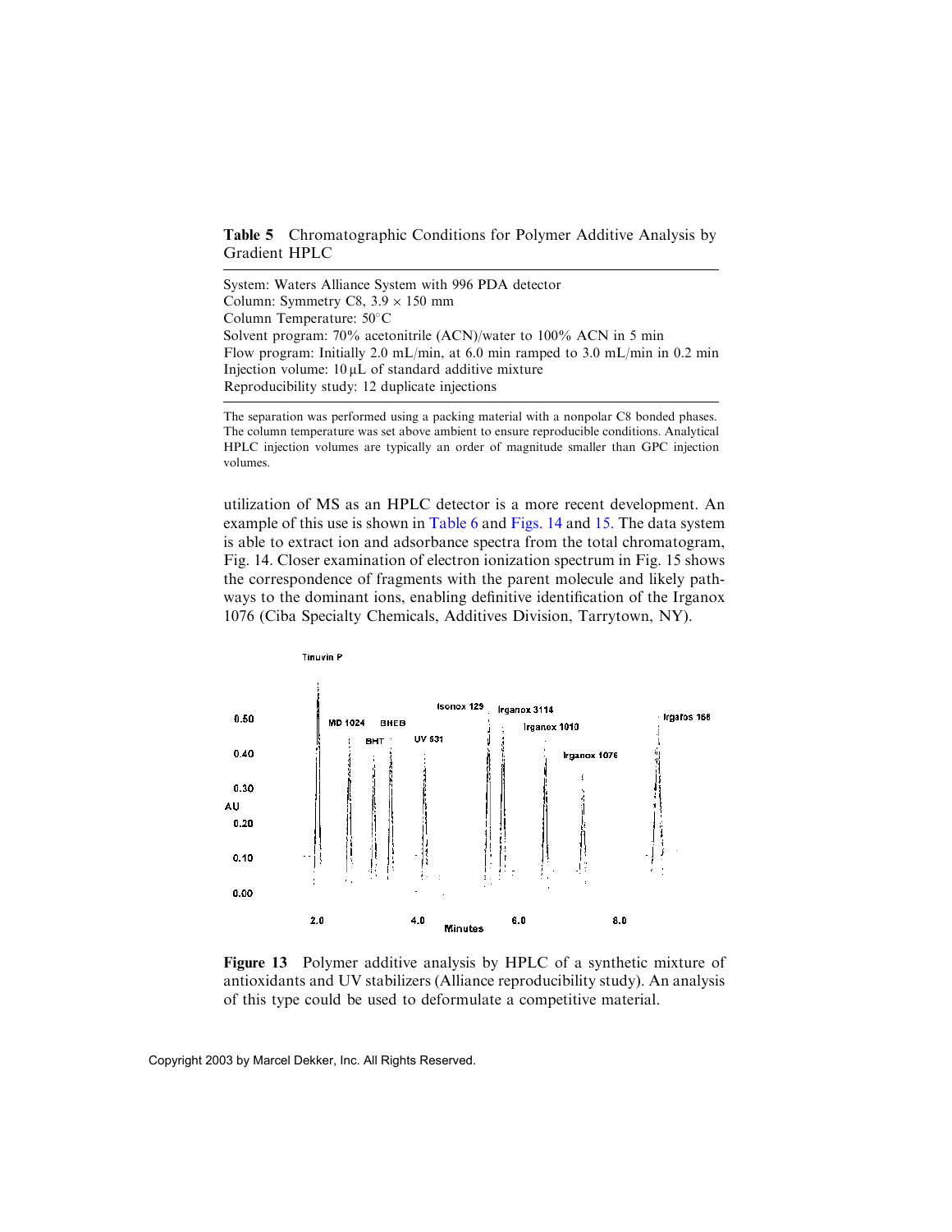**Table 5** Chromatographic Conditions for Polymer Additive Analysis by Gradient HPLC

System: Waters Alliance System with 996 PDA detector
Column: Symmetry C8, 3.9 × 150 mm
Column Temperature: 50°C
Solvent program: 70% acetonitrile (ACN)/water to 100% ACN in 5 min
Flow program: Initially 2.0 mL/min, at 6.0 min ramped to 3.0 mL/min in 0.2 min
Injection volume: 10 μL of standard additive mixture
Reproducibility study: 12 duplicate injections

The separation was performed using a packing material with a nonpolar C8 bonded phases. The column temperature was set above ambient to ensure reproducible conditions. Analytical HPLC injection volumes are typically an order of magnitude smaller than GPC injection volumes.

utilization of MS as an HPLC detector is a more recent development. An example of this use is shown in Table 6 and Figs. 14 and 15. The data system is able to extract ion and adsorbance spectra from the total chromatogram, Fig. 14. Closer examination of electron ionization spectrum in Fig. 15 shows the correspondence of fragments with the parent molecule and likely pathways to the dominant ions, enabling definitive identification of the Irganox 1076 (Ciba Specialty Chemicals, Additives Division, Tarrytown, NY).

**Figure 13** Polymer additive analysis by HPLC of a synthetic mixture of antioxidants and UV stabilizers (Alliance reproducibility study). An analysis of this type could be used to deformulate a competitive material.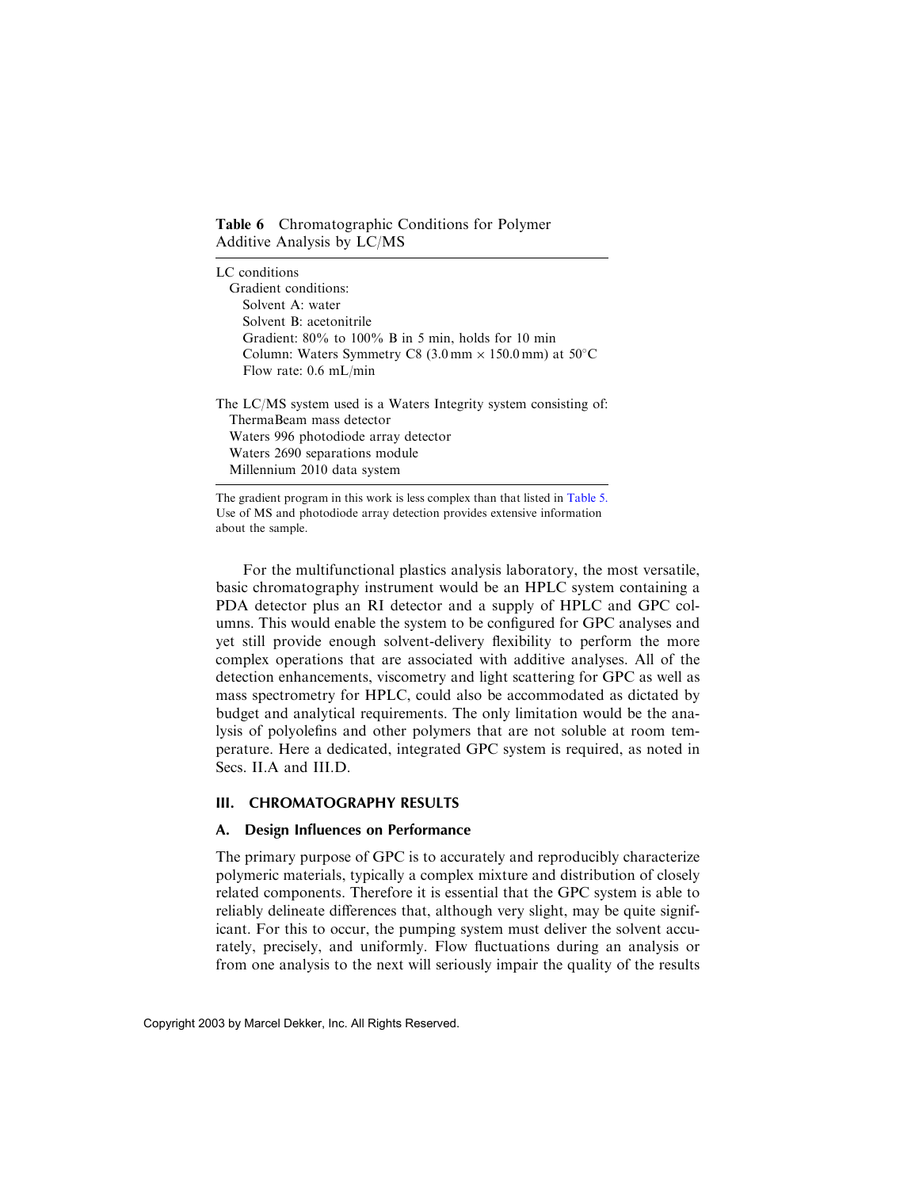**Table 6** Chromatographic Conditions for Polymer Additive Analysis by LC/MS

LC conditions
  Gradient conditions:
    Solvent A: water
    Solvent B: acetonitrile
    Gradient: 80% to 100% B in 5 min, holds for 10 min
    Column: Waters Symmetry C8 (3.0 mm × 150.0 mm) at 50°C
    Flow rate: 0.6 mL/min

The LC/MS system used is a Waters Integrity system consisting of:
  ThermaBeam mass detector
  Waters 996 photodiode array detector
  Waters 2690 separations module
  Millennium 2010 data system

The gradient program in this work is less complex than that listed in Table 5. Use of MS and photodiode array detection provides extensive information about the sample.

For the multifunctional plastics analysis laboratory, the most versatile, basic chromatography instrument would be an HPLC system containing a PDA detector plus an RI detector and a supply of HPLC and GPC columns. This would enable the system to be configured for GPC analyses and yet still provide enough solvent-delivery flexibility to perform the more complex operations that are associated with additive analyses. All of the detection enhancements, viscometry and light scattering for GPC as well as mass spectrometry for HPLC, could also be accommodated as dictated by budget and analytical requirements. The only limitation would be the analysis of polyolefins and other polymers that are not soluble at room temperature. Here a dedicated, integrated GPC system is required, as noted in Secs. II.A and III.D.

## III. CHROMATOGRAPHY RESULTS

### A. Design Influences on Performance

The primary purpose of GPC is to accurately and reproducibly characterize polymeric materials, typically a complex mixture and distribution of closely related components. Therefore it is essential that the GPC system is able to reliably delineate differences that, although very slight, may be quite significant. For this to occur, the pumping system must deliver the solvent accurately, precisely, and uniformly. Flow fluctuations during an analysis or from one analysis to the next will seriously impair the quality of the results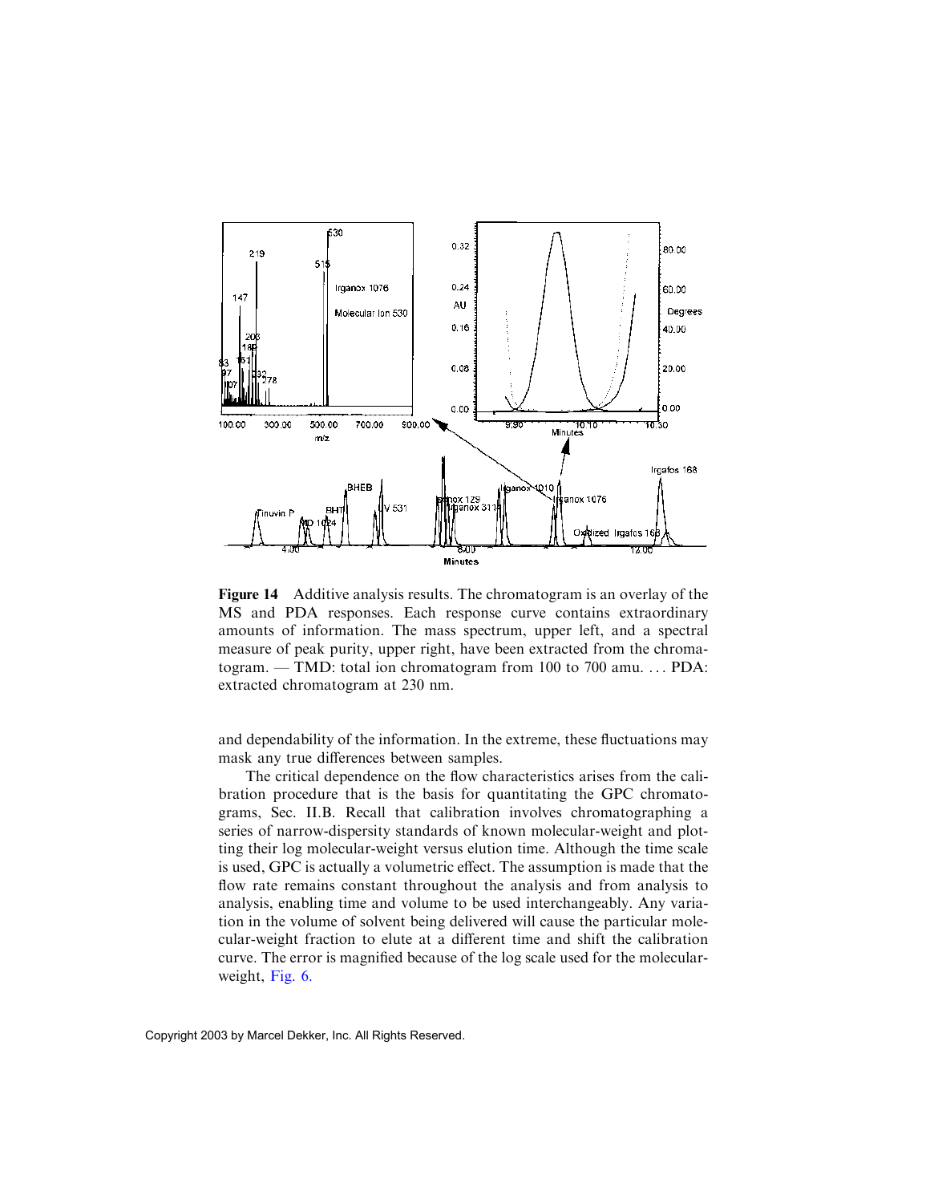**Figure 14** Additive analysis results. The chromatogram is an overlay of the MS and PDA responses. Each response curve contains extraordinary amounts of information. The mass spectrum, upper left, and a spectral measure of peak purity, upper right, have been extracted from the chromatogram. — TMD: total ion chromatogram from 100 to 700 amu. ... PDA: extracted chromatogram at 230 nm.

and dependability of the information. In the extreme, these fluctuations may mask any true differences between samples.

The critical dependence on the flow characteristics arises from the calibration procedure that is the basis for quantitating the GPC chromatograms, Sec. II.B. Recall that calibration involves chromatographing a series of narrow-dispersity standards of known molecular-weight and plotting their log molecular-weight versus elution time. Although the time scale is used, GPC is actually a volumetric effect. The assumption is made that the flow rate remains constant throughout the analysis and from analysis to analysis, enabling time and volume to be used interchangeably. Any variation in the volume of solvent being delivered will cause the particular molecular-weight fraction to elute at a different time and shift the calibration curve. The error is magnified because of the log scale used for the molecular-weight, Fig. 6.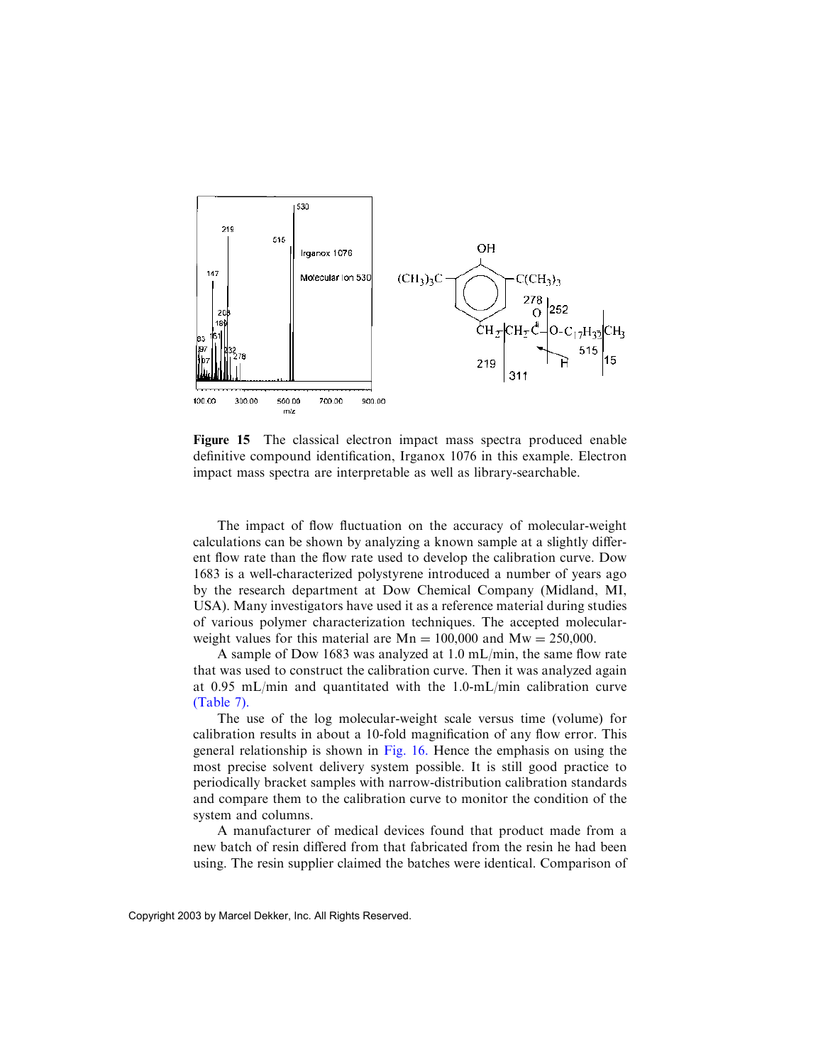**Figure 15** The classical electron impact mass spectra produced enable definitive compound identification, Irganox 1076 in this example. Electron impact mass spectra are interpretable as well as library-searchable.

The impact of flow fluctuation on the accuracy of molecular-weight calculations can be shown by analyzing a known sample at a slightly different flow rate than the flow rate used to develop the calibration curve. Dow 1683 is a well-characterized polystyrene introduced a number of years ago by the research department at Dow Chemical Company (Midland, MI, USA). Many investigators have used it as a reference material during studies of various polymer characterization techniques. The accepted molecular-weight values for this material are Mn = 100,000 and Mw = 250,000.

A sample of Dow 1683 was analyzed at 1.0 mL/min, the same flow rate that was used to construct the calibration curve. Then it was analyzed again at 0.95 mL/min and quantitated with the 1.0-mL/min calibration curve (Table 7).

The use of the log molecular-weight scale versus time (volume) for calibration results in about a 10-fold magnification of any flow error. This general relationship is shown in Fig. 16. Hence the emphasis on using the most precise solvent delivery system possible. It is still good practice to periodically bracket samples with narrow-distribution calibration standards and compare them to the calibration curve to monitor the condition of the system and columns.

A manufacturer of medical devices found that product made from a new batch of resin differed from that fabricated from the resin he had been using. The resin supplier claimed the batches were identical. Comparison of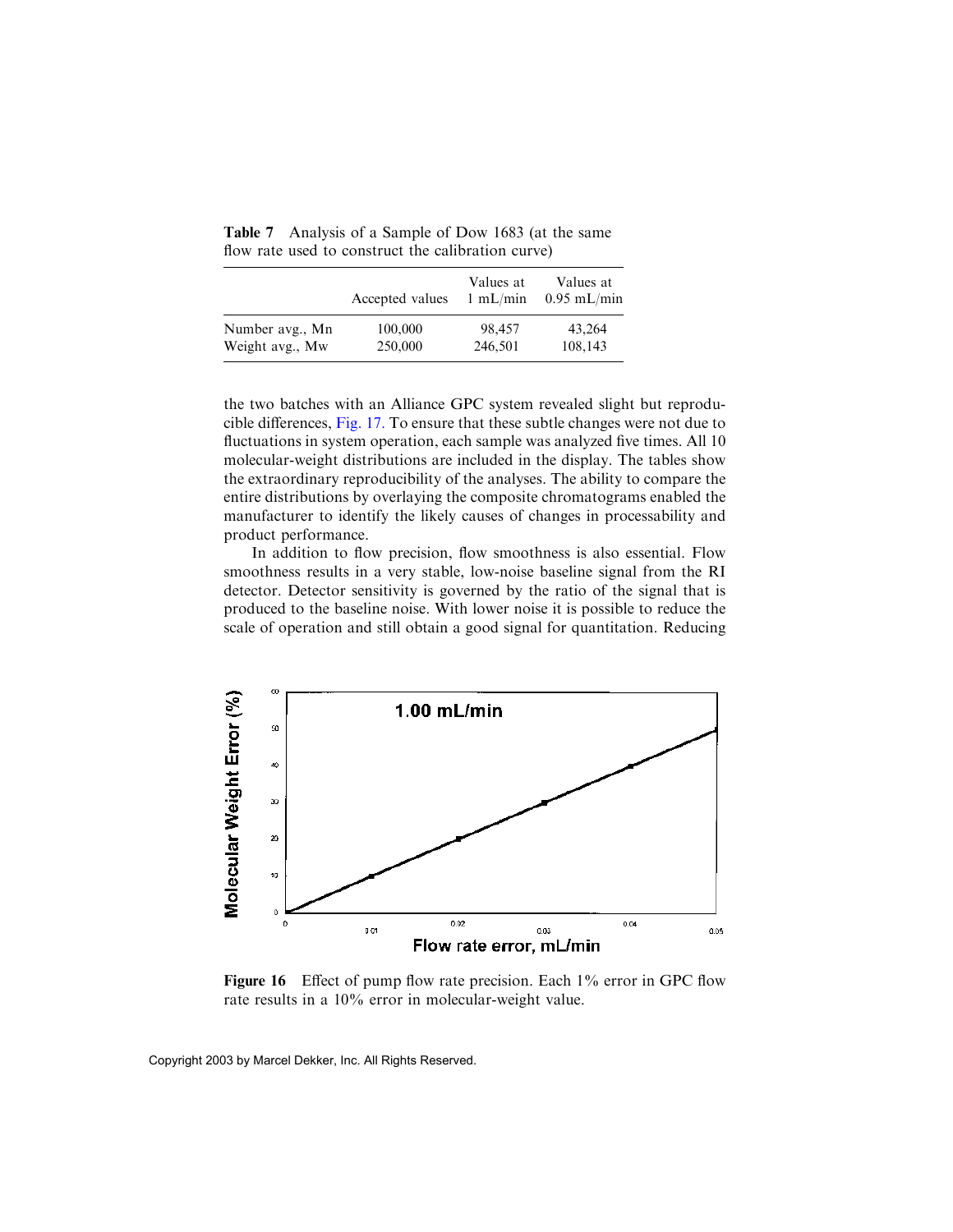**Table 7** Analysis of a Sample of Dow 1683 (at the same flow rate used to construct the calibration curve)

| | Accepted values | Values at 1 mL/min | Values at 0.95 mL/min |
|---|---|---|---|
| Number avg., Mn | 100,000 | 98,457 | 43,264 |
| Weight avg., Mw | 250,000 | 246,501 | 108,143 |

the two batches with an Alliance GPC system revealed slight but reproducible differences, Fig. 17. To ensure that these subtle changes were not due to fluctuations in system operation, each sample was analyzed five times. All 10 molecular-weight distributions are included in the display. The tables show the extraordinary reproducibility of the analyses. The ability to compare the entire distributions by overlaying the composite chromatograms enabled the manufacturer to identify the likely causes of changes in processability and product performance.

In addition to flow precision, flow smoothness is also essential. Flow smoothness results in a very stable, low-noise baseline signal from the RI detector. Detector sensitivity is governed by the ratio of the signal that is produced to the baseline noise. With lower noise it is possible to reduce the scale of operation and still obtain a good signal for quantitation. Reducing

**Figure 16** Effect of pump flow rate precision. Each 1% error in GPC flow rate results in a 10% error in molecular-weight value.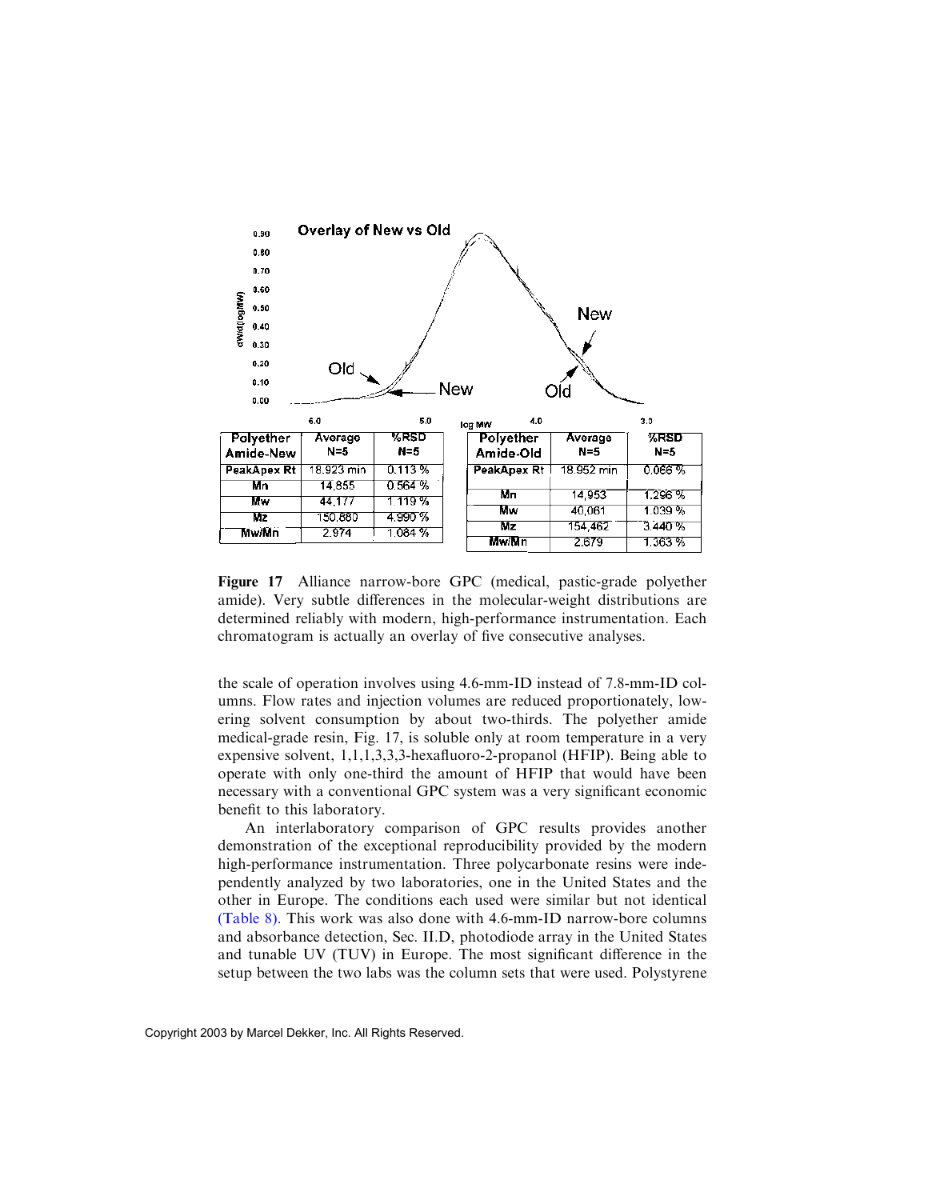| Polyether Amide-New | Average N=5 | %RSD N=5 |
|---|---|---|
| PeakApex Rt | 18.923 min | 0.113 % |
| Mn | 14,855 | 0.564 % |
| Mw | 44,177 | 1.119 % |
| Mz | 150,880 | 4.990 % |
| Mw/Mn | 2.974 | 1.084 % |

| Polyether Amide-Old | Average N=5 | %RSD N=5 |
|---|---|---|
| PeakApex Rt | 18.952 min | 0.066 % |
| Mn | 14,953 | 1.296 % |
| Mw | 40,061 | 1.039 % |
| Mz | 154,462 | 3.440 % |
| Mw/Mn | 2.679 | 1.363 % |

**Figure 17** Alliance narrow-bore GPC (medical, pastic-grade polyether amide). Very subtle differences in the molecular-weight distributions are determined reliably with modern, high-performance instrumentation. Each chromatogram is actually an overlay of five consecutive analyses.

the scale of operation involves using 4.6-mm-ID instead of 7.8-mm-ID columns. Flow rates and injection volumes are reduced proportionately, lowering solvent consumption by about two-thirds. The polyether amide medical-grade resin, Fig. 17, is soluble only at room temperature in a very expensive solvent, 1,1,1,3,3,3-hexafluoro-2-propanol (HFIP). Being able to operate with only one-third the amount of HFIP that would have been necessary with a conventional GPC system was a very significant economic benefit to this laboratory.

An interlaboratory comparison of GPC results provides another demonstration of the exceptional reproducibility provided by the modern high-performance instrumentation. Three polycarbonate resins were independently analyzed by two laboratories, one in the United States and the other in Europe. The conditions each used were similar but not identical (Table 8). This work was also done with 4.6-mm-ID narrow-bore columns and absorbance detection, Sec. II.D, photodiode array in the United States and tunable UV (TUV) in Europe. The most significant difference in the setup between the two labs was the column sets that were used. Polystyrene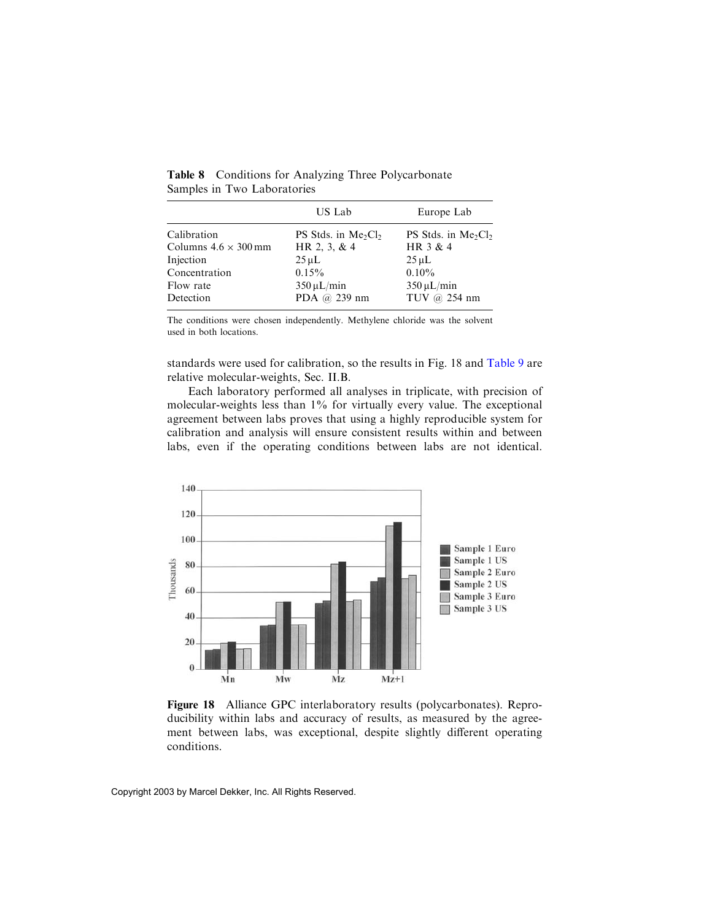**Table 8** Conditions for Analyzing Three Polycarbonate Samples in Two Laboratories

| | US Lab | Europe Lab |
|---|---|---|
| Calibration | PS Stds. in $Me_2Cl_2$ | PS Stds. in $Me_2Cl_2$ |
| Columns 4.6 × 300 mm | HR 2, 3, & 4 | HR 3 & 4 |
| Injection | 25 µL | 25 µL |
| Concentration | 0.15% | 0.10% |
| Flow rate | 350 µL/min | 350 µL/min |
| Detection | PDA @ 239 nm | TUV @ 254 nm |

The conditions were chosen independently. Methylene chloride was the solvent used in both locations.

standards were used for calibration, so the results in Fig. 18 and Table 9 are relative molecular-weights, Sec. II.B.

Each laboratory performed all analyses in triplicate, with precision of molecular-weights less than 1% for virtually every value. The exceptional agreement between labs proves that using a highly reproducible system for calibration and analysis will ensure consistent results within and between labs, even if the operating conditions between labs are not identical.

**Figure 18** Alliance GPC interlaboratory results (polycarbonates). Reproducibility within labs and accuracy of results, as measured by the agreement between labs, was exceptional, despite slightly different operating conditions.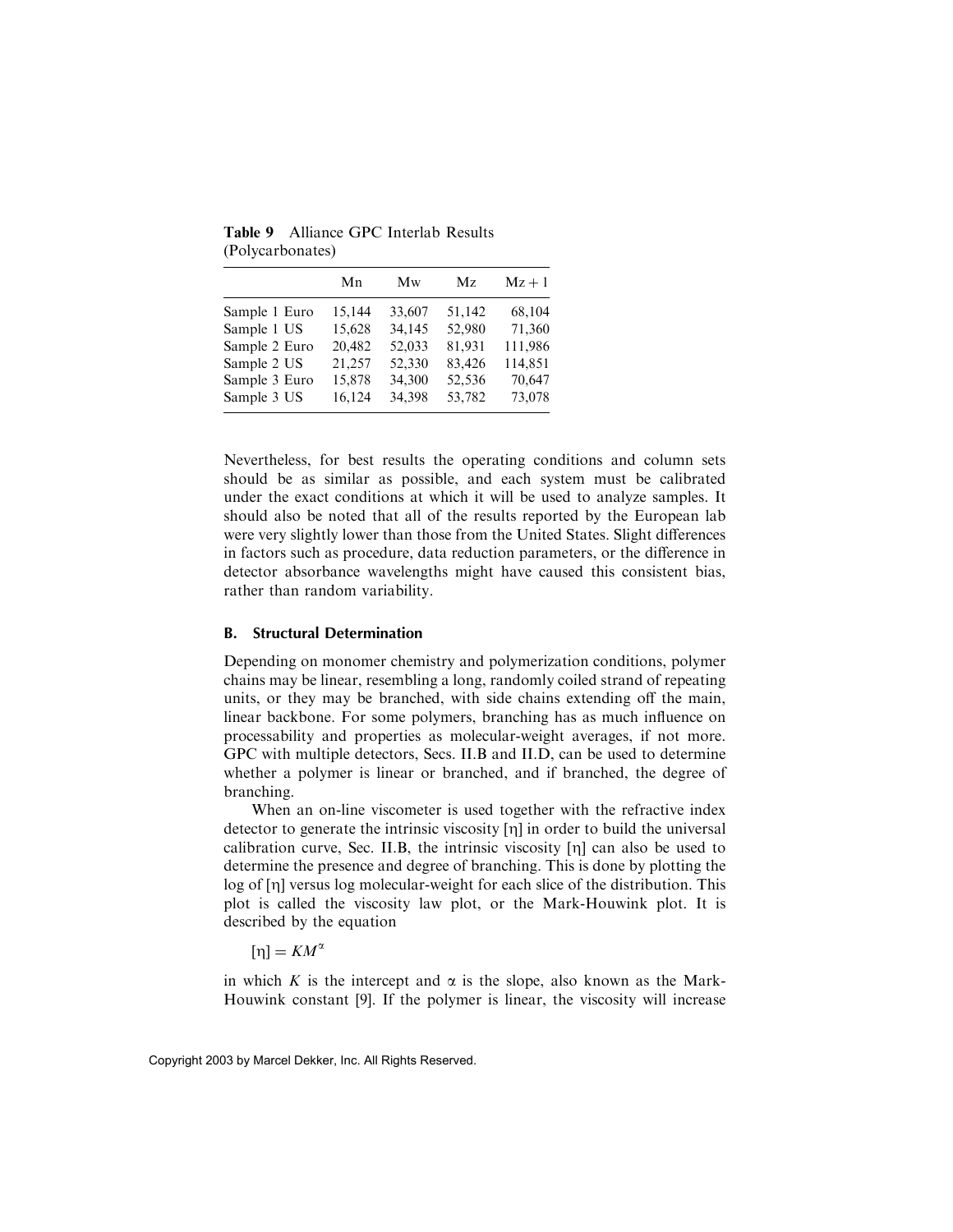**Table 9** Alliance GPC Interlab Results (Polycarbonates)

| | Mn | Mw | Mz | Mz + 1 |
|---|---|---|---|---|
| Sample 1 Euro | 15,144 | 33,607 | 51,142 | 68,104 |
| Sample 1 US | 15,628 | 34,145 | 52,980 | 71,360 |
| Sample 2 Euro | 20,482 | 52,033 | 81,931 | 111,986 |
| Sample 2 US | 21,257 | 52,330 | 83,426 | 114,851 |
| Sample 3 Euro | 15,878 | 34,300 | 52,536 | 70,647 |
| Sample 3 US | 16,124 | 34,398 | 53,782 | 73,078 |

Nevertheless, for best results the operating conditions and column sets should be as similar as possible, and each system must be calibrated under the exact conditions at which it will be used to analyze samples. It should also be noted that all of the results reported by the European lab were very slightly lower than those from the United States. Slight differences in factors such as procedure, data reduction parameters, or the difference in detector absorbance wavelengths might have caused this consistent bias, rather than random variability.

### B. Structural Determination

Depending on monomer chemistry and polymerization conditions, polymer chains may be linear, resembling a long, randomly coiled strand of repeating units, or they may be branched, with side chains extending off the main, linear backbone. For some polymers, branching has as much influence on processability and properties as molecular-weight averages, if not more. GPC with multiple detectors, Secs. II.B and II.D, can be used to determine whether a polymer is linear or branched, and if branched, the degree of branching.

When an on-line viscometer is used together with the refractive index detector to generate the intrinsic viscosity $[\eta]$ in order to build the universal calibration curve, Sec. II.B, the intrinsic viscosity $[\eta]$ can also be used to determine the presence and degree of branching. This is done by plotting the log of $[\eta]$ versus log molecular-weight for each slice of the distribution. This plot is called the viscosity law plot, or the Mark-Houwink plot. It is described by the equation

$$[\eta] = KM^{\alpha}$$

in which $K$ is the intercept and $\alpha$ is the slope, also known as the Mark-Houwink constant [9]. If the polymer is linear, the viscosity will increase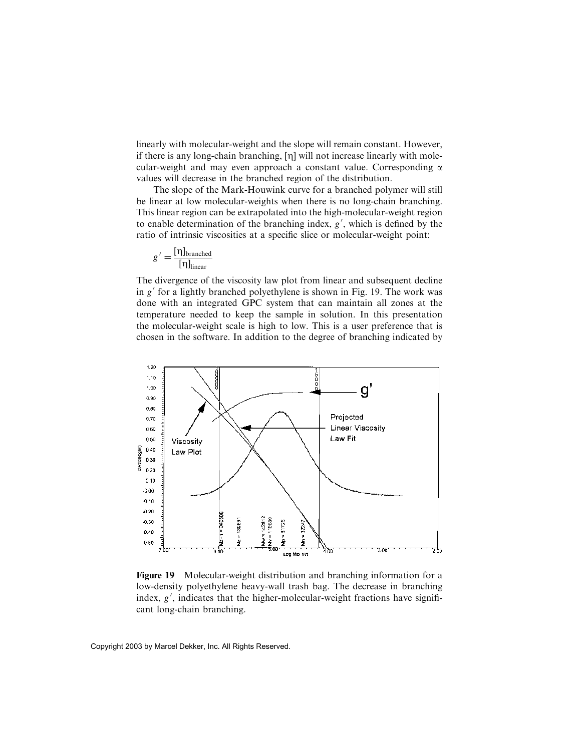linearly with molecular-weight and the slope will remain constant. However, if there is any long-chain branching, [η] will not increase linearly with molecular-weight and may even approach a constant value. Corresponding $\alpha$ values will decrease in the branched region of the distribution.

The slope of the Mark-Houwink curve for a branched polymer will still be linear at low molecular-weights when there is no long-chain branching. This linear region can be extrapolated into the high-molecular-weight region to enable determination of the branching index, $g'$, which is defined by the ratio of intrinsic viscosities at a specific slice or molecular-weight point:

$$g' = \frac{[\eta]_{\text{branched}}}{[\eta]_{\text{linear}}}$$

The divergence of the viscosity law plot from linear and subsequent decline in $g'$ for a lightly branched polyethylene is shown in Fig. 19. The work was done with an integrated GPC system that can maintain all zones at the temperature needed to keep the sample in solution. In this presentation the molecular-weight scale is high to low. This is a user preference that is chosen in the software. In addition to the degree of branching indicated by

**Figure 19** Molecular-weight distribution and branching information for a low-density polyethylene heavy-wall trash bag. The decrease in branching index, $g'$, indicates that the higher-molecular-weight fractions have significant long-chain branching.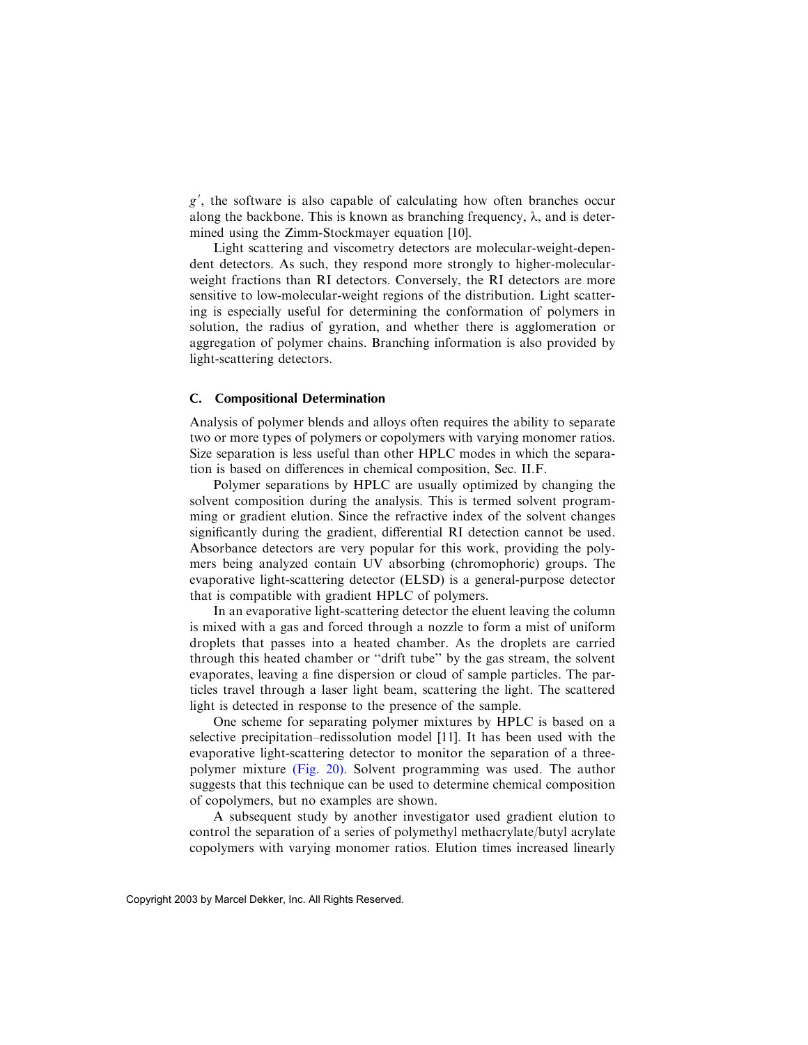$g'$, the software is also capable of calculating how often branches occur along the backbone. This is known as branching frequency, $\lambda$, and is determined using the Zimm-Stockmayer equation [10].

Light scattering and viscometry detectors are molecular-weight-dependent detectors. As such, they respond more strongly to higher-molecular-weight fractions than RI detectors. Conversely, the RI detectors are more sensitive to low-molecular-weight regions of the distribution. Light scattering is especially useful for determining the conformation of polymers in solution, the radius of gyration, and whether there is agglomeration or aggregation of polymer chains. Branching information is also provided by light-scattering detectors.

### C. Compositional Determination

Analysis of polymer blends and alloys often requires the ability to separate two or more types of polymers or copolymers with varying monomer ratios. Size separation is less useful than other HPLC modes in which the separation is based on differences in chemical composition, Sec. II.F.

Polymer separations by HPLC are usually optimized by changing the solvent composition during the analysis. This is termed solvent programming or gradient elution. Since the refractive index of the solvent changes significantly during the gradient, differential RI detection cannot be used. Absorbance detectors are very popular for this work, providing the polymers being analyzed contain UV absorbing (chromophoric) groups. The evaporative light-scattering detector (ELSD) is a general-purpose detector that is compatible with gradient HPLC of polymers.

In an evaporative light-scattering detector the eluent leaving the column is mixed with a gas and forced through a nozzle to form a mist of uniform droplets that passes into a heated chamber. As the droplets are carried through this heated chamber or "drift tube" by the gas stream, the solvent evaporates, leaving a fine dispersion or cloud of sample particles. The particles travel through a laser light beam, scattering the light. The scattered light is detected in response to the presence of the sample.

One scheme for separating polymer mixtures by HPLC is based on a selective precipitation–redissolution model [11]. It has been used with the evaporative light-scattering detector to monitor the separation of a three-polymer mixture (Fig. 20). Solvent programming was used. The author suggests that this technique can be used to determine chemical composition of copolymers, but no examples are shown.

A subsequent study by another investigator used gradient elution to control the separation of a series of polymethyl methacrylate/butyl acrylate copolymers with varying monomer ratios. Elution times increased linearly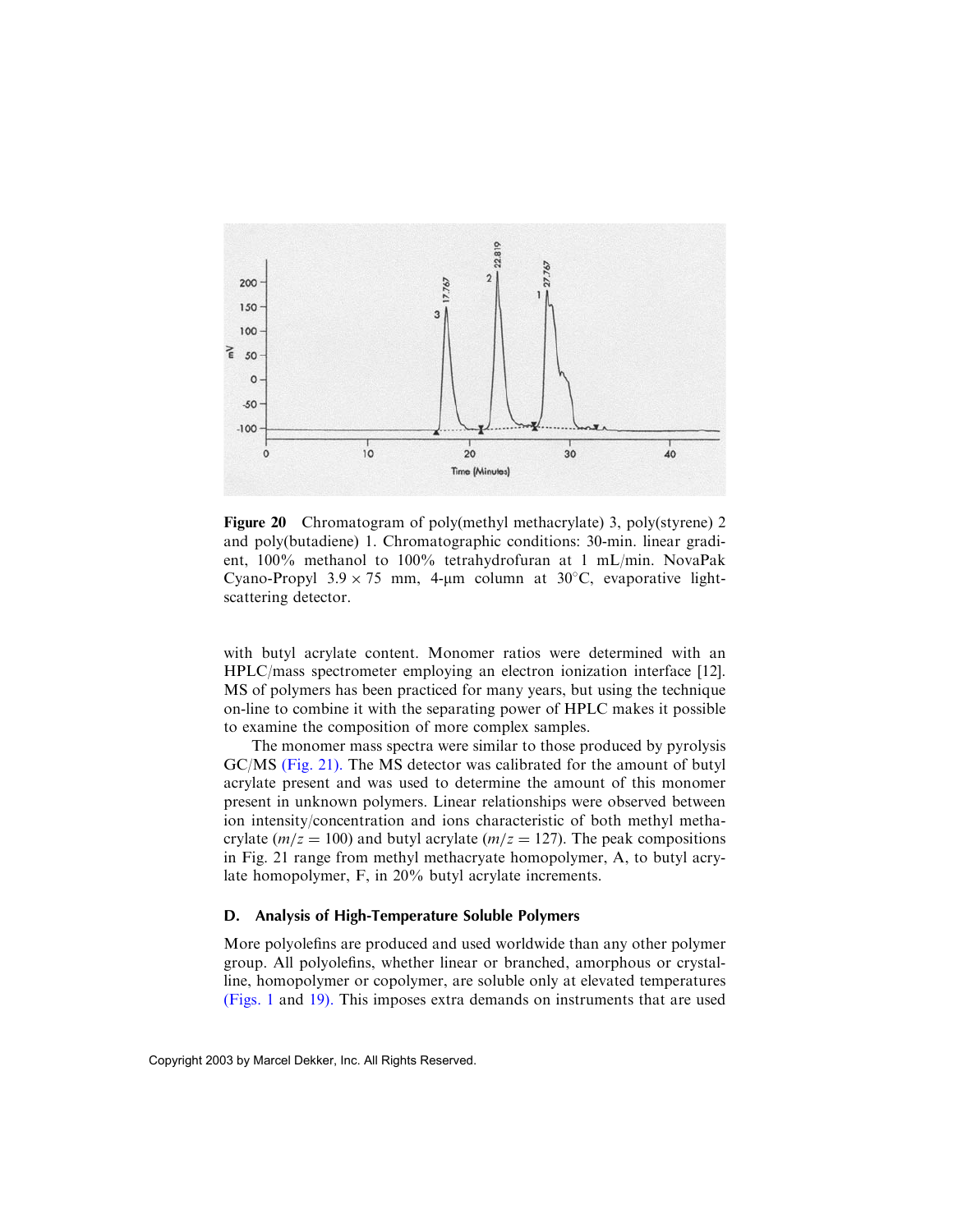**Figure 20** Chromatogram of poly(methyl methacrylate) 3, poly(styrene) 2 and poly(butadiene) 1. Chromatographic conditions: 30-min. linear gradient, 100% methanol to 100% tetrahydrofuran at 1 mL/min. NovaPak Cyano-Propyl 3.9 × 75 mm, 4-μm column at 30°C, evaporative light-scattering detector.

with butyl acrylate content. Monomer ratios were determined with an HPLC/mass spectrometer employing an electron ionization interface [12]. MS of polymers has been practiced for many years, but using the technique on-line to combine it with the separating power of HPLC makes it possible to examine the composition of more complex samples.

The monomer mass spectra were similar to those produced by pyrolysis GC/MS (Fig. 21). The MS detector was calibrated for the amount of butyl acrylate present and was used to determine the amount of this monomer present in unknown polymers. Linear relationships were observed between ion intensity/concentration and ions characteristic of both methyl methacrylate ($m/z = 100$) and butyl acrylate ($m/z = 127$). The peak compositions in Fig. 21 range from methyl methacryate homopolymer, A, to butyl acrylate homopolymer, F, in 20% butyl acrylate increments.

### D. Analysis of High-Temperature Soluble Polymers

More polyolefins are produced and used worldwide than any other polymer group. All polyolefins, whether linear or branched, amorphous or crystalline, homopolymer or copolymer, are soluble only at elevated temperatures (Figs. 1 and 19). This imposes extra demands on instruments that are used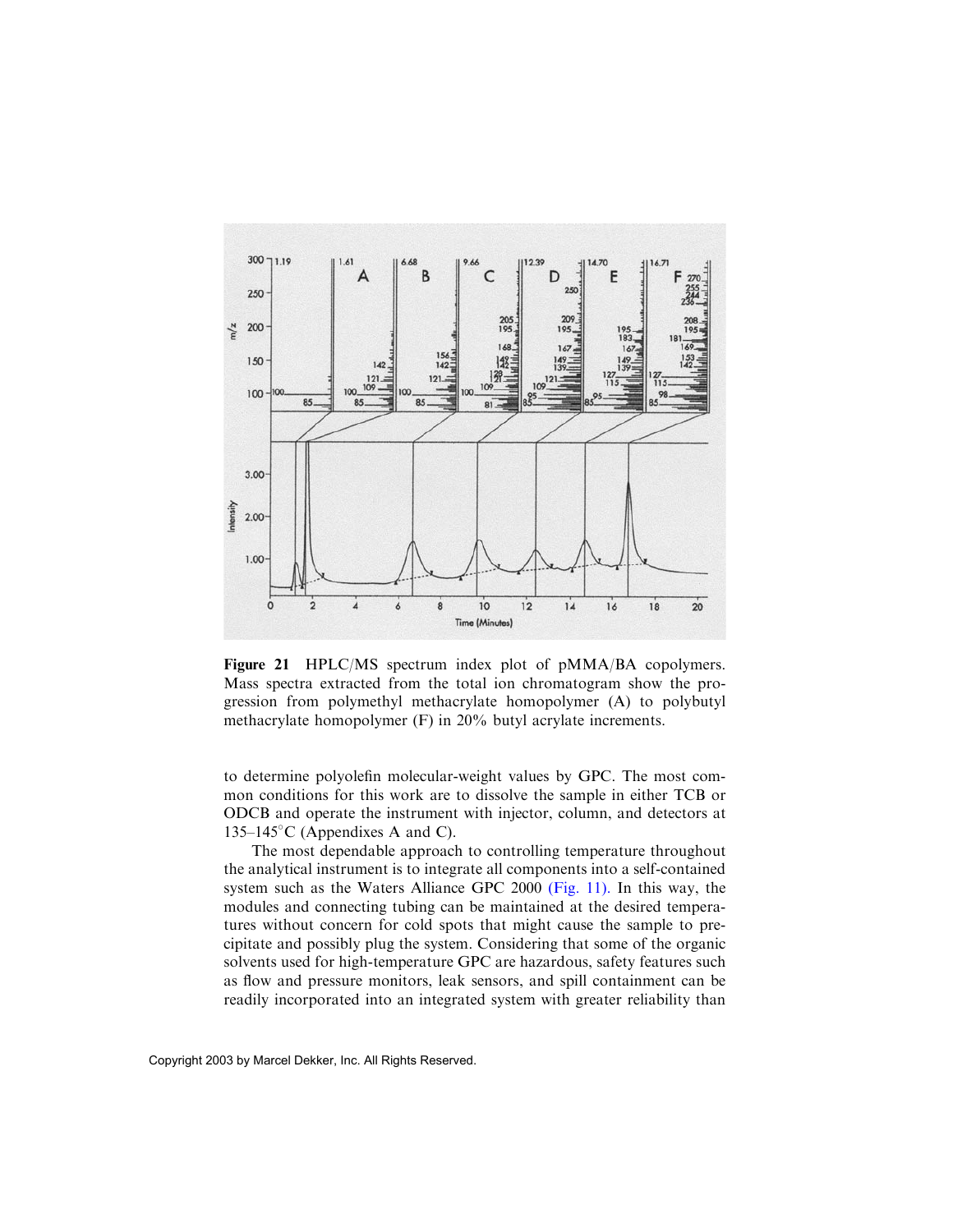**Figure 21** HPLC/MS spectrum index plot of pMMA/BA copolymers. Mass spectra extracted from the total ion chromatogram show the progression from polymethyl methacrylate homopolymer (A) to polybutyl methacrylate homopolymer (F) in 20% butyl acrylate increments.

to determine polyolefin molecular-weight values by GPC. The most common conditions for this work are to dissolve the sample in either TCB or ODCB and operate the instrument with injector, column, and detectors at 135–145°C (Appendixes A and C).

The most dependable approach to controlling temperature throughout the analytical instrument is to integrate all components into a self-contained system such as the Waters Alliance GPC 2000 (Fig. 11). In this way, the modules and connecting tubing can be maintained at the desired temperatures without concern for cold spots that might cause the sample to precipitate and possibly plug the system. Considering that some of the organic solvents used for high-temperature GPC are hazardous, safety features such as flow and pressure monitors, leak sensors, and spill containment can be readily incorporated into an integrated system with greater reliability than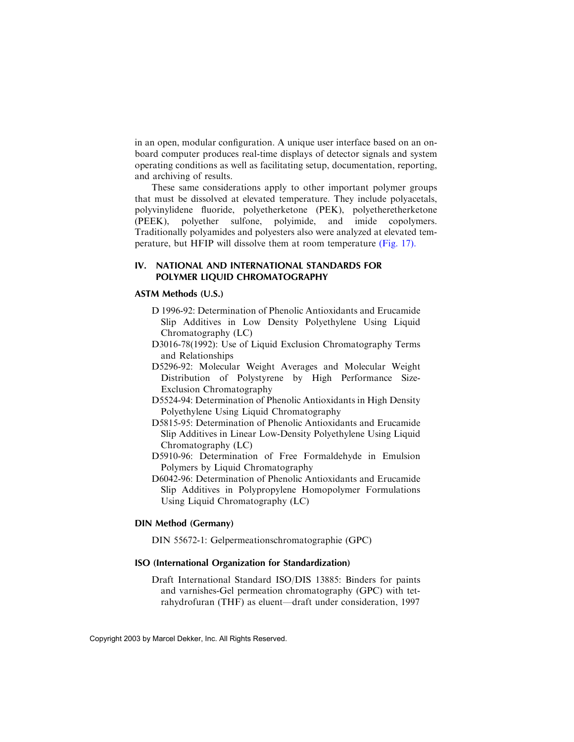in an open, modular configuration. A unique user interface based on an on-board computer produces real-time displays of detector signals and system operating conditions as well as facilitating setup, documentation, reporting, and archiving of results.

These same considerations apply to other important polymer groups that must be dissolved at elevated temperature. They include polyacetals, polyvinylidene fluoride, polyetherketone (PEK), polyetheretherketone (PEEK), polyether sulfone, polyimide, and imide copolymers. Traditionally polyamides and polyesters also were analyzed at elevated temperature, but HFIP will dissolve them at room temperature (Fig. 17).

## IV. NATIONAL AND INTERNATIONAL STANDARDS FOR POLYMER LIQUID CHROMATOGRAPHY

### ASTM Methods (U.S.)

D 1996-92: Determination of Phenolic Antioxidants and Erucamide Slip Additives in Low Density Polyethylene Using Liquid Chromatography (LC)

D3016-78(1992): Use of Liquid Exclusion Chromatography Terms and Relationships

D5296-92: Molecular Weight Averages and Molecular Weight Distribution of Polystyrene by High Performance Size-Exclusion Chromatography

D5524-94: Determination of Phenolic Antioxidants in High Density Polyethylene Using Liquid Chromatography

D5815-95: Determination of Phenolic Antioxidants and Erucamide Slip Additives in Linear Low-Density Polyethylene Using Liquid Chromatography (LC)

D5910-96: Determination of Free Formaldehyde in Emulsion Polymers by Liquid Chromatography

D6042-96: Determination of Phenolic Antioxidants and Erucamide Slip Additives in Polypropylene Homopolymer Formulations Using Liquid Chromatography (LC)

### DIN Method (Germany)

DIN 55672-1: Gelpermeationschromatographie (GPC)

### ISO (International Organization for Standardization)

Draft International Standard ISO/DIS 13885: Binders for paints and varnishes-Gel permeation chromatography (GPC) with tetrahydrofuran (THF) as eluent—draft under consideration, 1997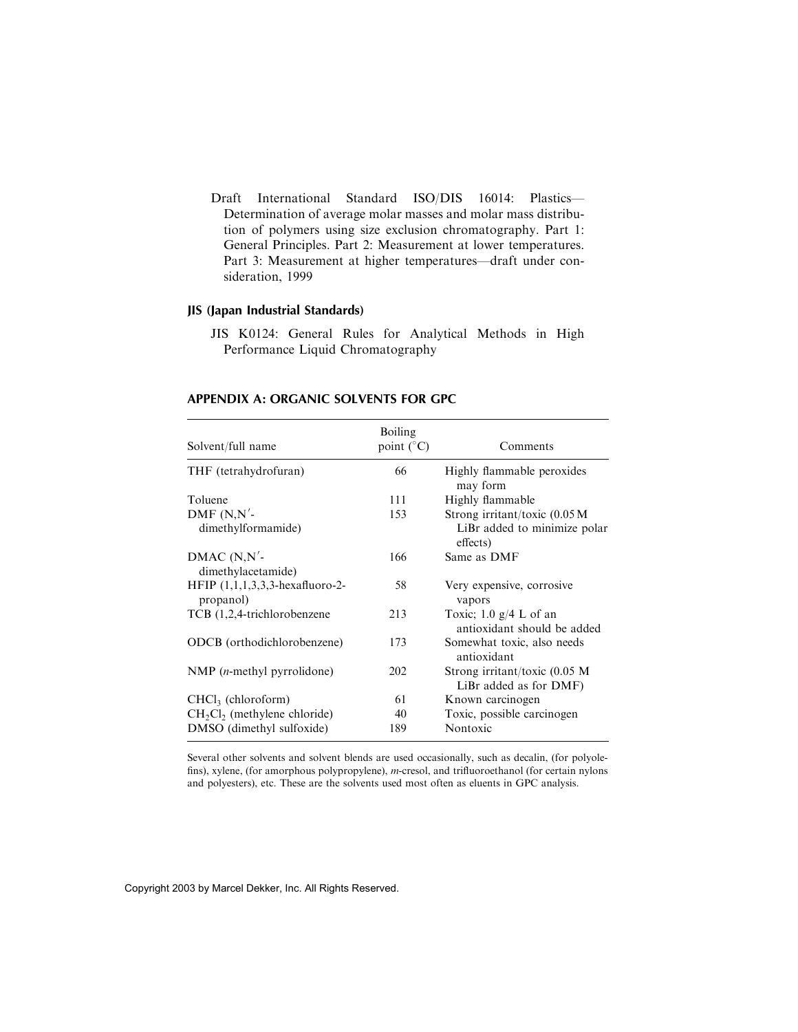Draft International Standard ISO/DIS 16014: Plastics—Determination of average molar masses and molar mass distribution of polymers using size exclusion chromatography. Part 1: General Principles. Part 2: Measurement at lower temperatures. Part 3: Measurement at higher temperatures—draft under consideration, 1999

### JIS (Japan Industrial Standards)

JIS K0124: General Rules for Analytical Methods in High Performance Liquid Chromatography

## APPENDIX A: ORGANIC SOLVENTS FOR GPC

| Solvent/full name | Boiling point (°C) | Comments |
|---|---|---|
| THF (tetrahydrofuran) | 66 | Highly flammable peroxides may form |
| Toluene | 111 | Highly flammable |
| DMF (N,N′-dimethylformamide) | 153 | Strong irritant/toxic (0.05 M LiBr added to minimize polar effects) |
| DMAC (N,N′-dimethylacetamide) | 166 | Same as DMF |
| HFIP (1,1,1,3,3,3-hexafluoro-2-propanol) | 58 | Very expensive, corrosive vapors |
| TCB (1,2,4-trichlorobenzene | 213 | Toxic; 1.0 g/4 L of an antioxidant should be added |
| ODCB (orthodichlorobenzene) | 173 | Somewhat toxic, also needs antioxidant |
| NMP (*n*-methyl pyrrolidone) | 202 | Strong irritant/toxic (0.05 M LiBr added as for DMF) |
| $CHCl_3$ (chloroform) | 61 | Known carcinogen |
| $CH_2Cl_2$ (methylene chloride) | 40 | Toxic, possible carcinogen |
| DMSO (dimethyl sulfoxide) | 189 | Nontoxic |

Several other solvents and solvent blends are used occasionally, such as decalin, (for polyolefins), xylene, (for amorphous polypropylene), *m*-cresol, and trifluoroethanol (for certain nylons and polyesters), etc. These are the solvents used most often as eluents in GPC analysis.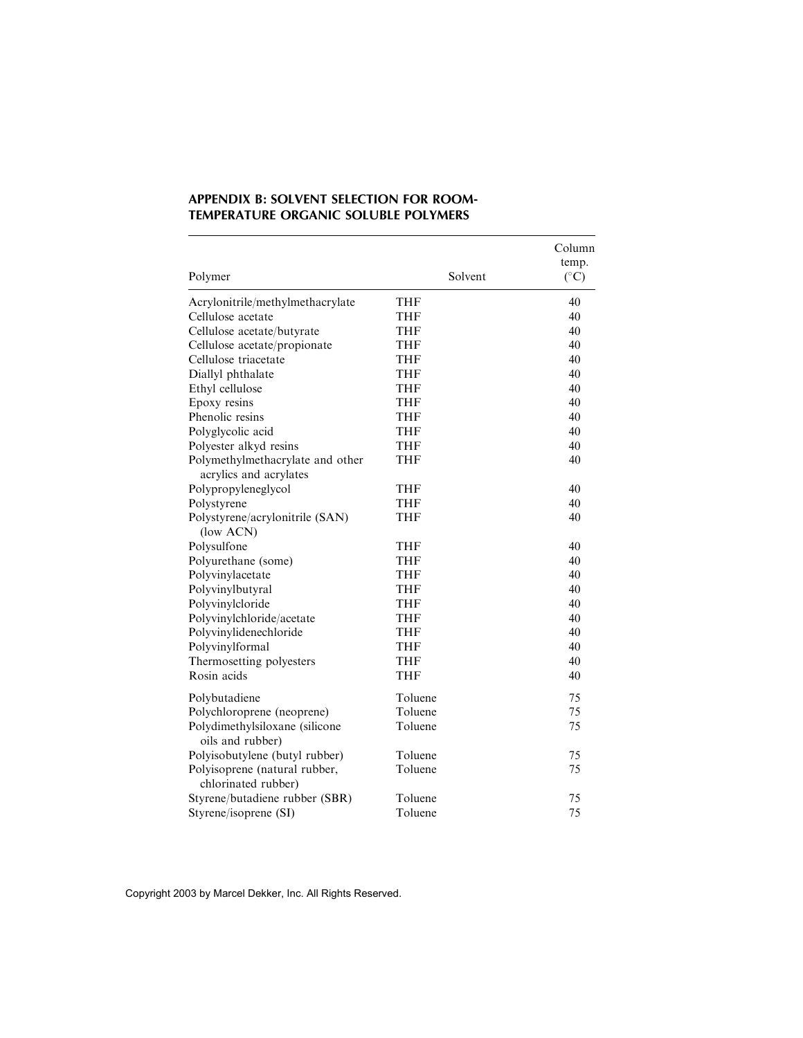## APPENDIX B: SOLVENT SELECTION FOR ROOM-TEMPERATURE ORGANIC SOLUBLE POLYMERS

| Polymer | Solvent | Column temp. (°C) |
|---|---|---|
| Acrylonitrile/methylmethacrylate | THF | 40 |
| Cellulose acetate | THF | 40 |
| Cellulose acetate/butyrate | THF | 40 |
| Cellulose acetate/propionate | THF | 40 |
| Cellulose triacetate | THF | 40 |
| Diallyl phthalate | THF | 40 |
| Ethyl cellulose | THF | 40 |
| Epoxy resins | THF | 40 |
| Phenolic resins | THF | 40 |
| Polyglycolic acid | THF | 40 |
| Polyester alkyd resins | THF | 40 |
| Polymethylmethacrylate and other acrylics and acrylates | THF | 40 |
| Polypropyleneglycol | THF | 40 |
| Polystyrene | THF | 40 |
| Polystyrene/acrylonitrile (SAN) (low ACN) | THF | 40 |
| Polysulfone | THF | 40 |
| Polyurethane (some) | THF | 40 |
| Polyvinylacetate | THF | 40 |
| Polyvinylbutyral | THF | 40 |
| Polyvinylcloride | THF | 40 |
| Polyvinylchloride/acetate | THF | 40 |
| Polyvinylidenechloride | THF | 40 |
| Polyvinylformal | THF | 40 |
| Thermosetting polyesters | THF | 40 |
| Rosin acids | THF | 40 |
| Polybutadiene | Toluene | 75 |
| Polychloroprene (neoprene) | Toluene | 75 |
| Polydimethylsiloxane (silicone oils and rubber) | Toluene | 75 |
| Polyisobutylene (butyl rubber) | Toluene | 75 |
| Polyisoprene (natural rubber, chlorinated rubber) | Toluene | 75 |
| Styrene/butadiene rubber (SBR) | Toluene | 75 |
| Styrene/isoprene (SI) | Toluene | 75 |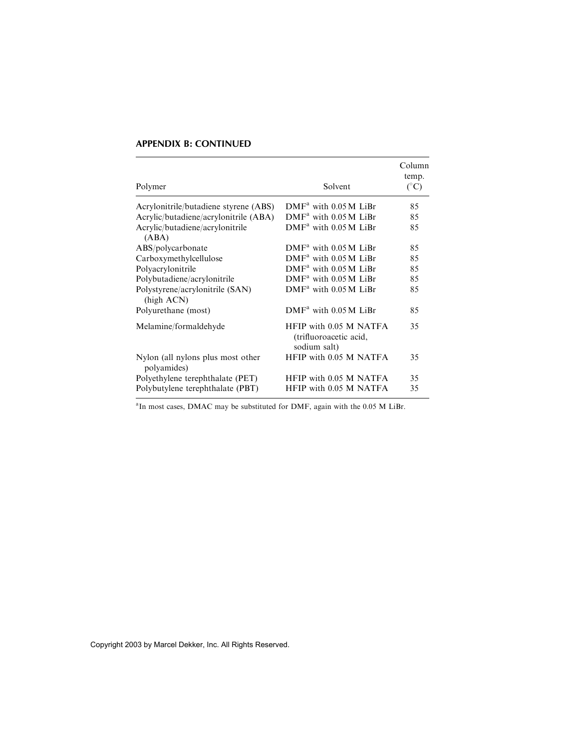**APPENDIX B: CONTINUED**

| Polymer | Solvent | Column temp. (°C) |
|---|---|---|
| Acrylonitrile/butadiene styrene (ABS) | DMF[a] with 0.05 M LiBr | 85 |
| Acrylic/butadiene/acrylonitrile (ABA) | DMF[a] with 0.05 M LiBr | 85 |
| Acrylic/butadiene/acrylonitrile (ABA) | DMF[a] with 0.05 M LiBr | 85 |
| ABS/polycarbonate | DMF[a] with 0.05 M LiBr | 85 |
| Carboxymethylcellulose | DMF[a] with 0.05 M LiBr | 85 |
| Polyacrylonitrile | DMF[a] with 0.05 M LiBr | 85 |
| Polybutadiene/acrylonitrile | DMF[a] with 0.05 M LiBr | 85 |
| Polystyrene/acrylonitrile (SAN) (high ACN) | DMF[a] with 0.05 M LiBr | 85 |
| Polyurethane (most) | DMF[a] with 0.05 M LiBr | 85 |
| Melamine/formaldehyde | HFIP with 0.05 M NATFA (trifluoroacetic acid, sodium salt) | 35 |
| Nylon (all nylons plus most other polyamides) | HFIP with 0.05 M NATFA | 35 |
| Polyethylene terephthalate (PET) | HFIP with 0.05 M NATFA | 35 |
| Polybutylene terephthalate (PBT) | HFIP with 0.05 M NATFA | 35 |

[a] In most cases, DMAC may be substituted for DMF, again with the 0.05 M LiBr.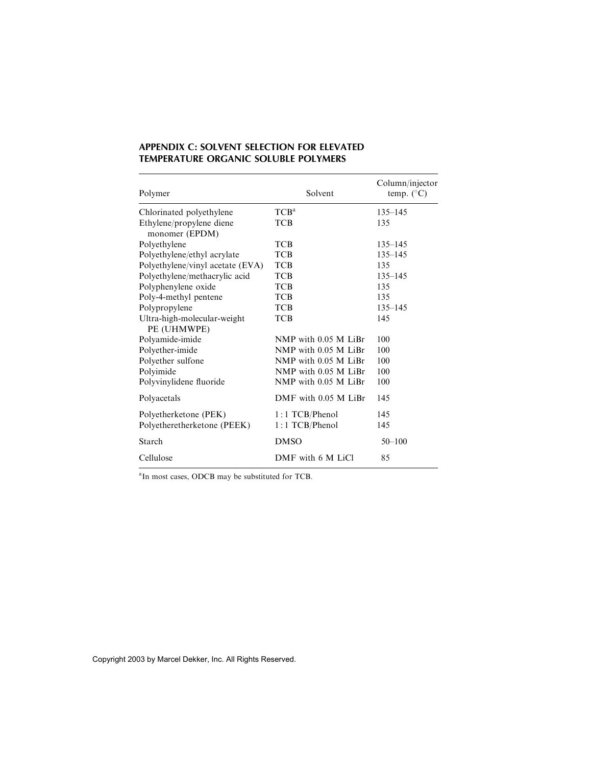## APPENDIX C: SOLVENT SELECTION FOR ELEVATED TEMPERATURE ORGANIC SOLUBLE POLYMERS

| Polymer | Solvent | Column/injector temp. (°C) |
|---|---|---|
| Chlorinated polyethylene | TCB[a] | 135–145 |
| Ethylene/propylene diene monomer (EPDM) | TCB | 135 |
| Polyethylene | TCB | 135–145 |
| Polyethylene/ethyl acrylate | TCB | 135–145 |
| Polyethylene/vinyl acetate (EVA) | TCB | 135 |
| Polyethylene/methacrylic acid | TCB | 135–145 |
| Polyphenylene oxide | TCB | 135 |
| Poly-4-methyl pentene | TCB | 135 |
| Polypropylene | TCB | 135–145 |
| Ultra-high-molecular-weight PE (UHMWPE) | TCB | 145 |
| Polyamide-imide | NMP with 0.05 M LiBr | 100 |
| Polyether-imide | NMP with 0.05 M LiBr | 100 |
| Polyether sulfone | NMP with 0.05 M LiBr | 100 |
| Polyimide | NMP with 0.05 M LiBr | 100 |
| Polyvinylidene fluoride | NMP with 0.05 M LiBr | 100 |
| Polyacetals | DMF with 0.05 M LiBr | 145 |
| Polyetherketone (PEK) | 1:1 TCB/Phenol | 145 |
| Polyetheretherketone (PEEK) | 1:1 TCB/Phenol | 145 |
| Starch | DMSO | 50–100 |
| Cellulose | DMF with 6 M LiCl | 85 |

[a] In most cases, ODCB may be substituted for TCB.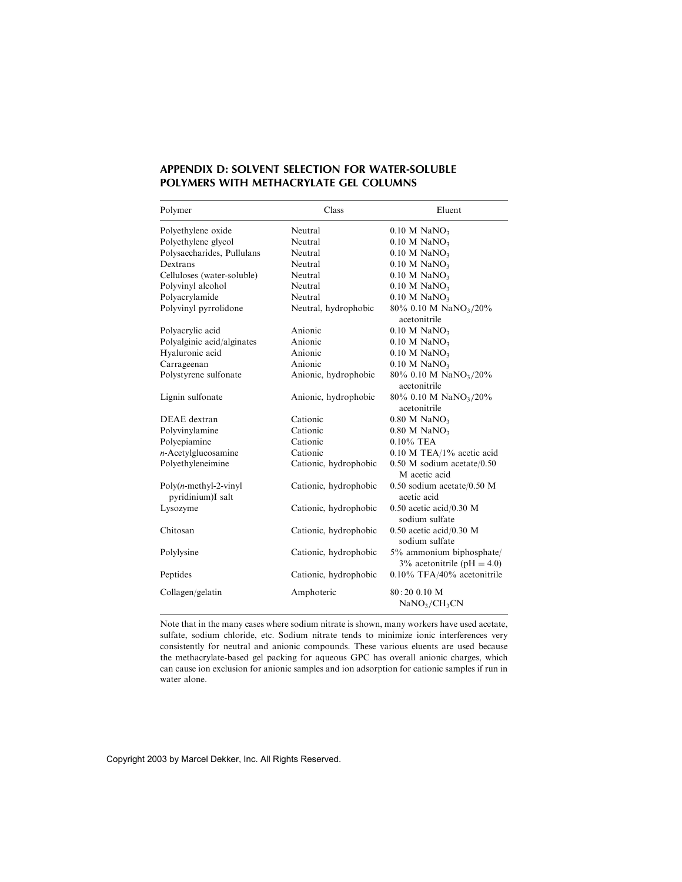## APPENDIX D: SOLVENT SELECTION FOR WATER-SOLUBLE POLYMERS WITH METHACRYLATE GEL COLUMNS

| Polymer | Class | Eluent |
|---|---|---|
| Polyethylene oxide | Neutral | 0.10 M $NaNO_3$ |
| Polyethylene glycol | Neutral | 0.10 M $NaNO_3$ |
| Polysaccharides, Pullulans | Neutral | 0.10 M $NaNO_3$ |
| Dextrans | Neutral | 0.10 M $NaNO_3$ |
| Celluloses (water-soluble) | Neutral | 0.10 M $NaNO_3$ |
| Polyvinyl alcohol | Neutral | 0.10 M $NaNO_3$ |
| Polyacrylamide | Neutral | 0.10 M $NaNO_3$ |
| Polyvinyl pyrrolidone | Neutral, hydrophobic | 80% 0.10 M $NaNO_3$/20% acetonitrile |
| Polyacrylic acid | Anionic | 0.10 M $NaNO_3$ |
| Polyalginic acid/alginates | Anionic | 0.10 M $NaNO_3$ |
| Hyaluronic acid | Anionic | 0.10 M $NaNO_3$ |
| Carrageenan | Anionic | 0.10 M $NaNO_3$ |
| Polystyrene sulfonate | Anionic, hydrophobic | 80% 0.10 M $NaNO_3$/20% acetonitrile |
| Lignin sulfonate | Anionic, hydrophobic | 80% 0.10 M $NaNO_3$/20% acetonitrile |
| DEAE dextran | Cationic | 0.80 M $NaNO_3$ |
| Polyvinylamine | Cationic | 0.80 M $NaNO_3$ |
| Polyepiamine | Cationic | 0.10% TEA |
| *n*-Acetylglucosamine | Cationic | 0.10 M TEA/1% acetic acid |
| Polyethyleneimine | Cationic, hydrophobic | 0.50 M sodium acetate/0.50 M acetic acid |
| Poly(*n*-methyl-2-vinyl pyridinium)I salt | Cationic, hydrophobic | 0.50 sodium acetate/0.50 M acetic acid |
| Lysozyme | Cationic, hydrophobic | 0.50 acetic acid/0.30 M sodium sulfate |
| Chitosan | Cationic, hydrophobic | 0.50 acetic acid/0.30 M sodium sulfate |
| Polylysine | Cationic, hydrophobic | 5% ammonium biphosphate/3% acetonitrile (pH = 4.0) |
| Peptides | Cationic, hydrophobic | 0.10% TFA/40% acetonitrile |
| Collagen/gelatin | Amphoteric | 80 : 20 0.10 M $NaNO_3/CH_3CN$ |

Note that in the many cases where sodium nitrate is shown, many workers have used acetate, sulfate, sodium chloride, etc. Sodium nitrate tends to minimize ionic interferences very consistently for neutral and anionic compounds. These various eluents are used because the methacrylate-based gel packing for aqueous GPC has overall anionic charges, which can cause ion exclusion for anionic samples and ion adsorption for cationic samples if run in water alone.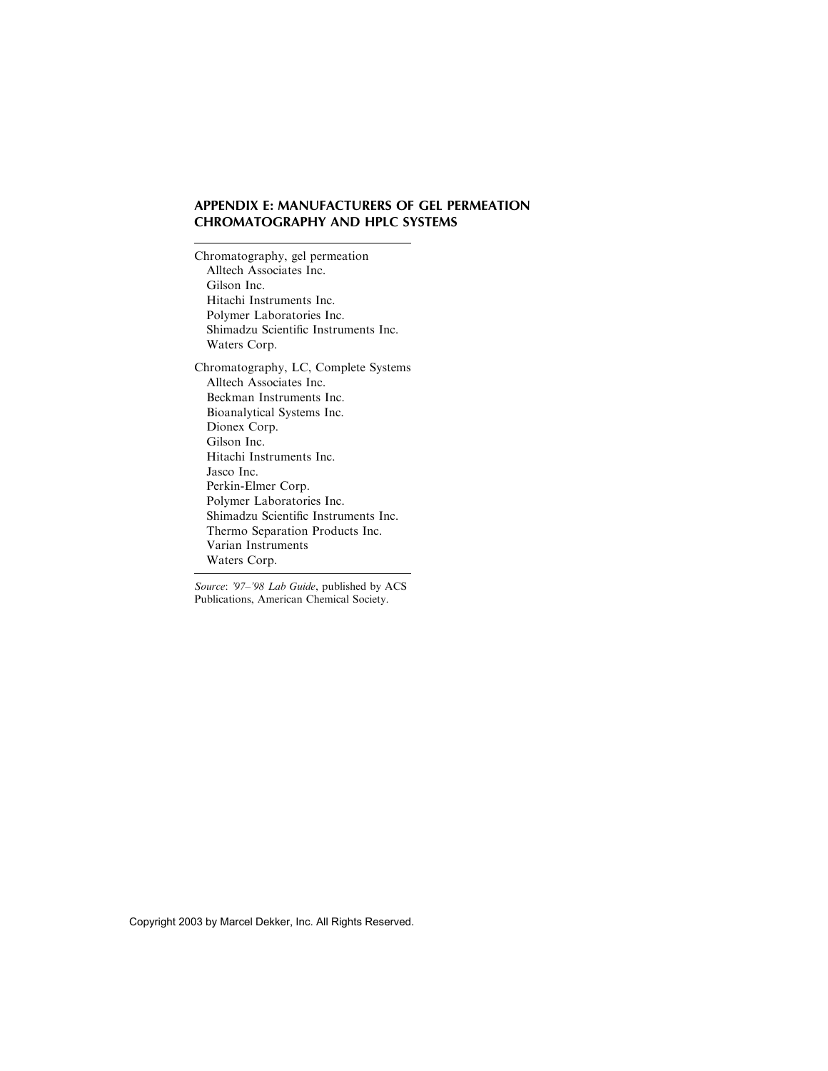## APPENDIX E: MANUFACTURERS OF GEL PERMEATION CHROMATOGRAPHY AND HPLC SYSTEMS

Chromatography, gel permeation
- Alltech Associates Inc.
- Gilson Inc.
- Hitachi Instruments Inc.
- Polymer Laboratories Inc.
- Shimadzu Scientific Instruments Inc.
- Waters Corp.

Chromatography, LC, Complete Systems
- Alltech Associates Inc.
- Beckman Instruments Inc.
- Bioanalytical Systems Inc.
- Dionex Corp.
- Gilson Inc.
- Hitachi Instruments Inc.
- Jasco Inc.
- Perkin-Elmer Corp.
- Polymer Laboratories Inc.
- Shimadzu Scientific Instruments Inc.
- Thermo Separation Products Inc.
- Varian Instruments
- Waters Corp.

*Source*: *'97–'98 Lab Guide*, published by ACS Publications, American Chemical Society.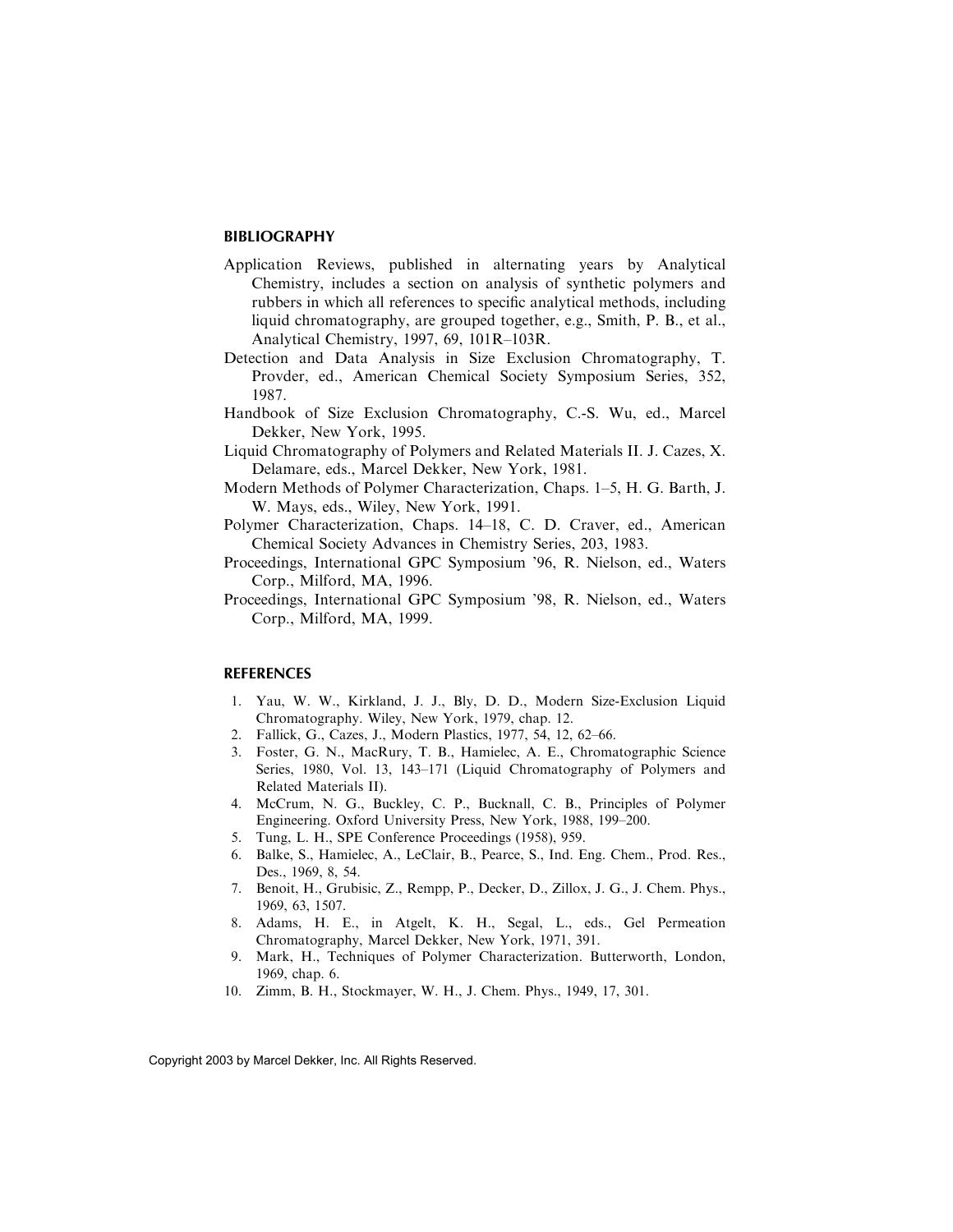## BIBLIOGRAPHY

Application Reviews, published in alternating years by Analytical Chemistry, includes a section on analysis of synthetic polymers and rubbers in which all references to specific analytical methods, including liquid chromatography, are grouped together, e.g., Smith, P. B., et al., Analytical Chemistry, 1997, 69, 101R–103R.

Detection and Data Analysis in Size Exclusion Chromatography, T. Provder, ed., American Chemical Society Symposium Series, 352, 1987.

Handbook of Size Exclusion Chromatography, C.-S. Wu, ed., Marcel Dekker, New York, 1995.

Liquid Chromatography of Polymers and Related Materials II. J. Cazes, X. Delamare, eds., Marcel Dekker, New York, 1981.

Modern Methods of Polymer Characterization, Chaps. 1–5, H. G. Barth, J. W. Mays, eds., Wiley, New York, 1991.

Polymer Characterization, Chaps. 14–18, C. D. Craver, ed., American Chemical Society Advances in Chemistry Series, 203, 1983.

Proceedings, International GPC Symposium '96, R. Nielson, ed., Waters Corp., Milford, MA, 1996.

Proceedings, International GPC Symposium '98, R. Nielson, ed., Waters Corp., Milford, MA, 1999.

## REFERENCES

1. Yau, W. W., Kirkland, J. J., Bly, D. D., Modern Size-Exclusion Liquid Chromatography. Wiley, New York, 1979, chap. 12.
2. Fallick, G., Cazes, J., Modern Plastics, 1977, 54, 12, 62–66.
3. Foster, G. N., MacRury, T. B., Hamielec, A. E., Chromatographic Science Series, 1980, Vol. 13, 143–171 (Liquid Chromatography of Polymers and Related Materials II).
4. McCrum, N. G., Buckley, C. P., Bucknall, C. B., Principles of Polymer Engineering. Oxford University Press, New York, 1988, 199–200.
5. Tung, L. H., SPE Conference Proceedings (1958), 959.
6. Balke, S., Hamielec, A., LeClair, B., Pearce, S., Ind. Eng. Chem., Prod. Res., Des., 1969, 8, 54.
7. Benoit, H., Grubisic, Z., Rempp, P., Decker, D., Zillox, J. G., J. Chem. Phys., 1969, 63, 1507.
8. Adams, H. E., in Atgelt, K. H., Segal, L., eds., Gel Permeation Chromatography, Marcel Dekker, New York, 1971, 391.
9. Mark, H., Techniques of Polymer Characterization. Butterworth, London, 1969, chap. 6.
10. Zimm, B. H., Stockmayer, W. H., J. Chem. Phys., 1949, 17, 301.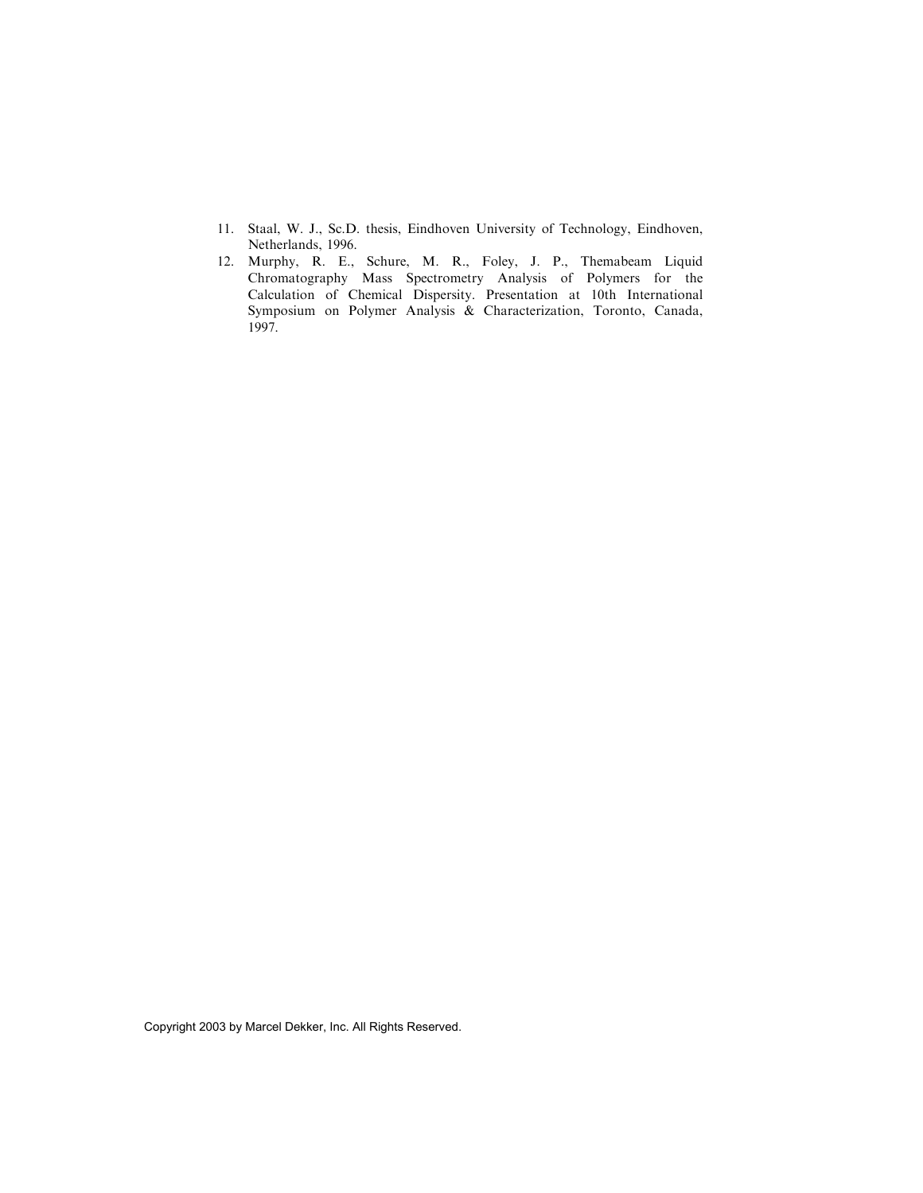11. Staal, W. J., Sc.D. thesis, Eindhoven University of Technology, Eindhoven, Netherlands, 1996.
12. Murphy, R. E., Schure, M. R., Foley, J. P., Themabeam Liquid Chromatography Mass Spectrometry Analysis of Polymers for the Calculation of Chemical Dispersity. Presentation at 10th International Symposium on Polymer Analysis & Characterization, Toronto, Canada, 1997.